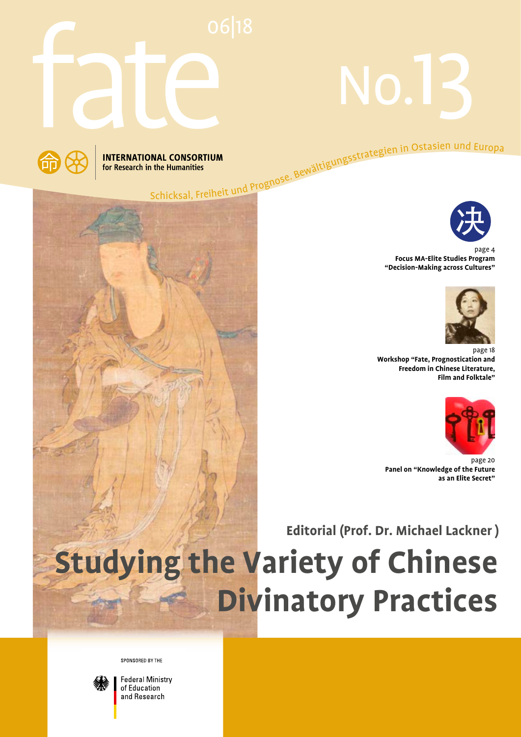# fate

06|18

No.13

命 ⊛

**INTERNATIONAL CONSORTIUM**
for Research in the Humanities

Schicksal, Freiheit und Prognose. Bewältigungsstrategien in Ostasien und Europa

决

page 4
**Focus MA-Elite Studies Program "Decision-Making across Cultures"**

page 18
**Workshop "Fate, Prognostication and Freedom in Chinese Literature, Film and Folktale"**

page 20
**Panel on "Knowledge of the Future as an Elite Secret"**

**Editorial (Prof. Dr. Michael Lackner )**

# Studying the Variety of Chinese Divinatory Practices

SPONSORED BY THE

Federal Ministry of Education and Research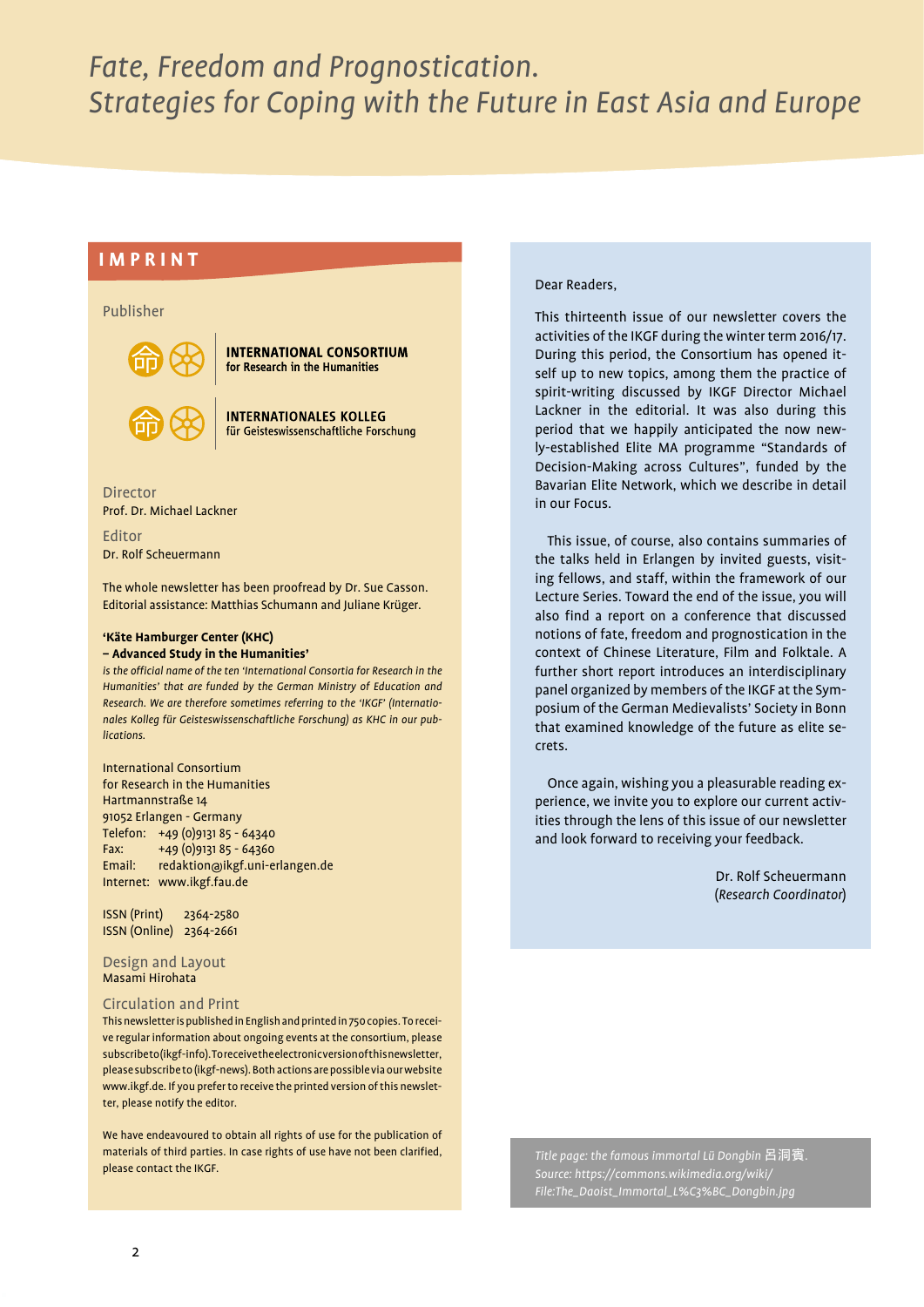# Fate, Freedom and Prognostication. Strategies for Coping with the Future in East Asia and Europe

## IMPRINT

Publisher

**INTERNATIONAL CONSORTIUM**
**for Research in the Humanities**

**INTERNATIONALES KOLLEG**
**für Geisteswissenschaftliche Forschung**

Director
Prof. Dr. Michael Lackner

Editor
Dr. Rolf Scheuermann

The whole newsletter has been proofread by Dr. Sue Casson.
Editorial assistance: Matthias Schumann and Juliane Krüger.

**'Käte Hamburger Center (KHC)**
**– Advanced Study in the Humanities'**
*is the official name of the ten 'International Consortia for Research in the Humanities' that are funded by the German Ministry of Education and Research. We are therefore sometimes referring to the 'IKGF' (Internationales Kolleg für Geisteswissenschaftliche Forschung) as KHC in our publications.*

International Consortium
for Research in the Humanities
Hartmannstraße 14
91052 Erlangen - Germany
Telefon: +49 (0)9131 85 - 64340
Fax: +49 (0)9131 85 - 64360
Email: redaktion@ikgf.uni-erlangen.de
Internet: www.ikgf.fau.de

ISSN (Print) 2364-2580
ISSN (Online) 2364-2661

Design and Layout
Masami Hirohata

Circulation and Print
This newsletter is published in English and printed in 750 copies. To receive regular information about ongoing events at the consortium, please subscribe to (ikgf-info). To receive the electronic version of this newsletter, please subscribe to (ikgf-news). Both actions are possible via our website www.ikgf.de. If you prefer to receive the printed version of this newsletter, please notify the editor.

We have endeavoured to obtain all rights of use for the publication of materials of third parties. In case rights of use have not been clarified, please contact the IKGF.

Dear Readers,

This thirteenth issue of our newsletter covers the activities of the IKGF during the winter term 2016/17. During this period, the Consortium has opened itself up to new topics, among them the practice of spirit-writing discussed by IKGF Director Michael Lackner in the editorial. It was also during this period that we happily anticipated the now newly-established Elite MA programme "Standards of Decision-Making across Cultures", funded by the Bavarian Elite Network, which we describe in detail in our Focus.

This issue, of course, also contains summaries of the talks held in Erlangen by invited guests, visiting fellows, and staff, within the framework of our Lecture Series. Toward the end of the issue, you will also find a report on a conference that discussed notions of fate, freedom and prognostication in the context of Chinese Literature, Film and Folktale. A further short report introduces an interdisciplinary panel organized by members of the IKGF at the Symposium of the German Medievalists' Society in Bonn that examined knowledge of the future as elite secrets.

Once again, wishing you a pleasurable reading experience, we invite you to explore our current activities through the lens of this issue of our newsletter and look forward to receiving your feedback.

Dr. Rolf Scheuermann
(*Research Coordinator*)

*Title page: the famous immortal Lü Dongbin 呂洞賓.*
*Source: https://commons.wikimedia.org/wiki/File:The_Daoist_Immortal_L%C3%BC_Dongbin.jpg*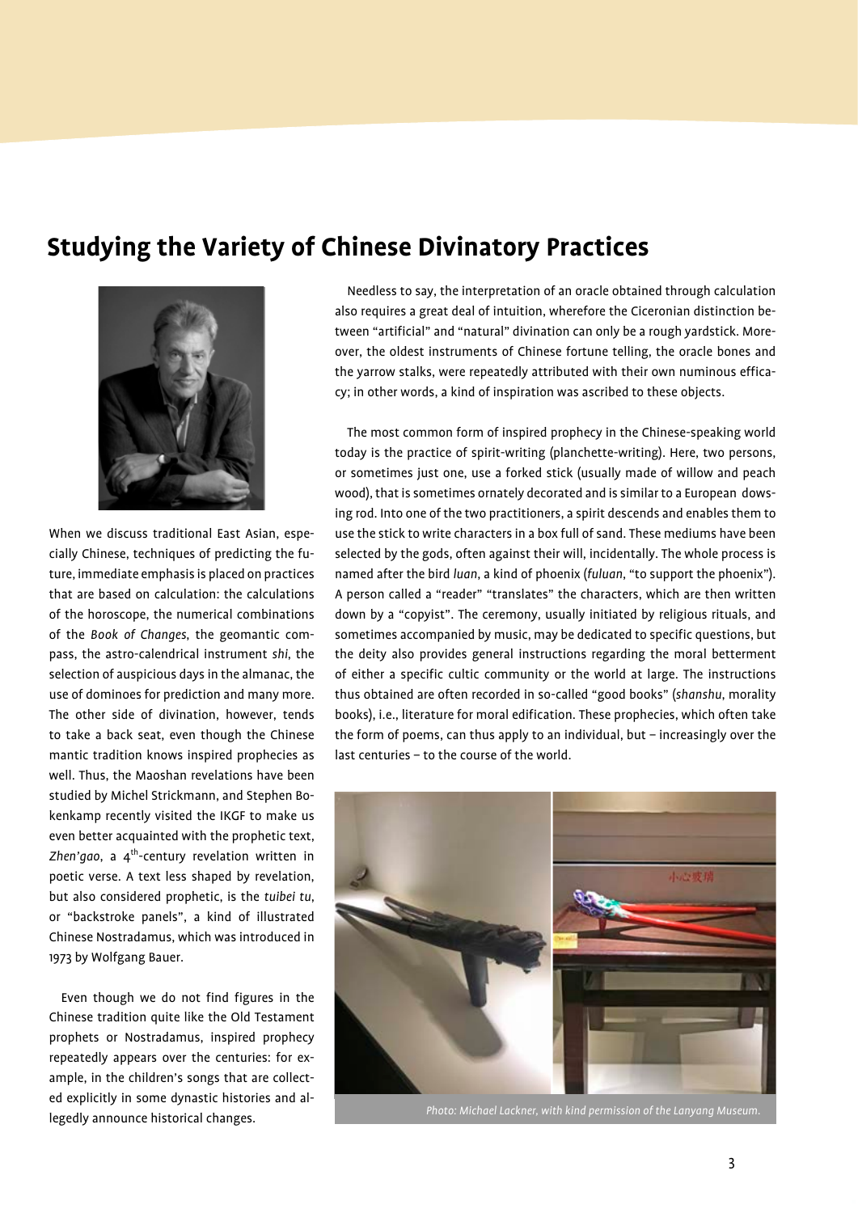## Studying the Variety of Chinese Divinatory Practices

When we discuss traditional East Asian, especially Chinese, techniques of predicting the future, immediate emphasis is placed on practices that are based on calculation: the calculations of the horoscope, the numerical combinations of the *Book of Changes*, the geomantic compass, the astro-calendrical instrument *shi*, the selection of auspicious days in the almanac, the use of dominoes for prediction and many more. The other side of divination, however, tends to take a back seat, even though the Chinese mantic tradition knows inspired prophecies as well. Thus, the Maoshan revelations have been studied by Michel Strickmann, and Stephen Bokenkamp recently visited the IKGF to make us even better acquainted with the prophetic text, *Zhen'gao*, a 4th-century revelation written in poetic verse. A text less shaped by revelation, but also considered prophetic, is the *tuibei tu*, or "backstroke panels", a kind of illustrated Chinese Nostradamus, which was introduced in 1973 by Wolfgang Bauer.

Even though we do not find figures in the Chinese tradition quite like the Old Testament prophets or Nostradamus, inspired prophecy repeatedly appears over the centuries: for example, in the children's songs that are collected explicitly in some dynastic histories and allegedly announce historical changes.

Needless to say, the interpretation of an oracle obtained through calculation also requires a great deal of intuition, wherefore the Ciceronian distinction between "artificial" and "natural" divination can only be a rough yardstick. Moreover, the oldest instruments of Chinese fortune telling, the oracle bones and the yarrow stalks, were repeatedly attributed with their own numinous efficacy; in other words, a kind of inspiration was ascribed to these objects.

The most common form of inspired prophecy in the Chinese-speaking world today is the practice of spirit-writing (planchette-writing). Here, two persons, or sometimes just one, use a forked stick (usually made of willow and peach wood), that is sometimes ornately decorated and is similar to a European dowsing rod. Into one of the two practitioners, a spirit descends and enables them to use the stick to write characters in a box full of sand. These mediums have been selected by the gods, often against their will, incidentally. The whole process is named after the bird *luan*, a kind of phoenix (*fuluan*, "to support the phoenix"). A person called a "reader" "translates" the characters, which are then written down by a "copyist". The ceremony, usually initiated by religious rituals, and sometimes accompanied by music, may be dedicated to specific questions, but the deity also provides general instructions regarding the moral betterment of either a specific cultic community or the world at large. The instructions thus obtained are often recorded in so-called "good books" (*shanshu*, morality books), i.e., literature for moral edification. These prophecies, which often take the form of poems, can thus apply to an individual, but – increasingly over the last centuries – to the course of the world.

*Photo: Michael Lackner, with kind permission of the Lanyang Museum.*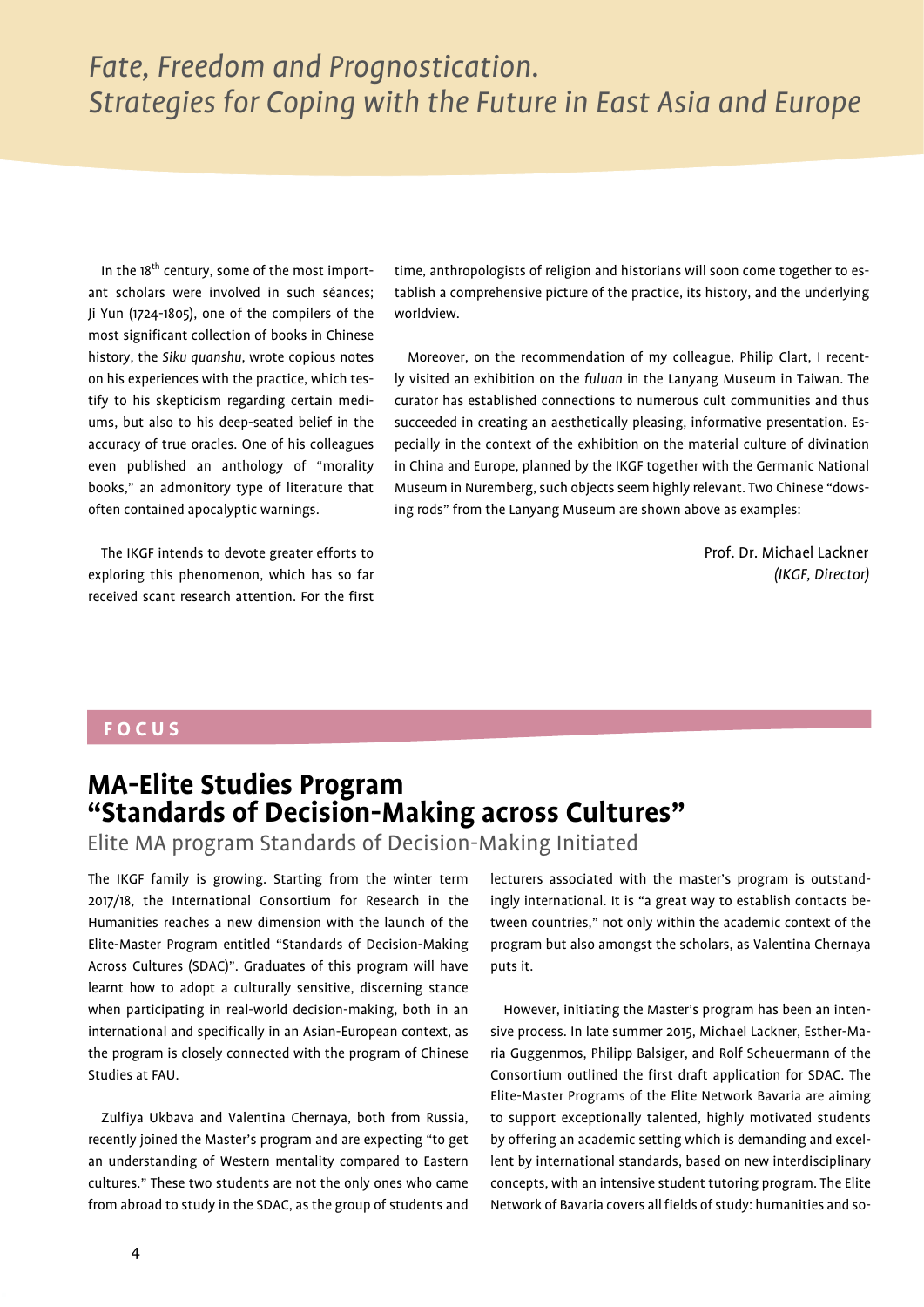In the 18th century, some of the most important scholars were involved in such séances; Ji Yun (1724-1805), one of the compilers of the most significant collection of books in Chinese history, the *Siku quanshu*, wrote copious notes on his experiences with the practice, which testify to his skepticism regarding certain mediums, but also to his deep-seated belief in the accuracy of true oracles. One of his colleagues even published an anthology of "morality books," an admonitory type of literature that often contained apocalyptic warnings.

The IKGF intends to devote greater efforts to exploring this phenomenon, which has so far received scant research attention. For the first time, anthropologists of religion and historians will soon come together to establish a comprehensive picture of the practice, its history, and the underlying worldview.

Moreover, on the recommendation of my colleague, Philip Clart, I recently visited an exhibition on the *fuluan* in the Lanyang Museum in Taiwan. The curator has established connections to numerous cult communities and thus succeeded in creating an aesthetically pleasing, informative presentation. Especially in the context of the exhibition on the material culture of divination in China and Europe, planned by the IKGF together with the Germanic National Museum in Nuremberg, such objects seem highly relevant. Two Chinese "dowsing rods" from the Lanyang Museum are shown above as examples:

Prof. Dr. Michael Lackner
*(IKGF, Director)*

**FOCUS**

# MA-Elite Studies Program "Standards of Decision-Making across Cultures"

## Elite MA program Standards of Decision-Making Initiated

The IKGF family is growing. Starting from the winter term 2017/18, the International Consortium for Research in the Humanities reaches a new dimension with the launch of the Elite-Master Program entitled "Standards of Decision-Making Across Cultures (SDAC)". Graduates of this program will have learnt how to adopt a culturally sensitive, discerning stance when participating in real-world decision-making, both in an international and specifically in an Asian-European context, as the program is closely connected with the program of Chinese Studies at FAU.

Zulfiya Ukbava and Valentina Chernaya, both from Russia, recently joined the Master's program and are expecting "to get an understanding of Western mentality compared to Eastern cultures." These two students are not the only ones who came from abroad to study in the SDAC, as the group of students and lecturers associated with the master's program is outstandingly international. It is "a great way to establish contacts between countries," not only within the academic context of the program but also amongst the scholars, as Valentina Chernaya puts it.

However, initiating the Master's program has been an intensive process. In late summer 2015, Michael Lackner, Esther-Maria Guggenmos, Philipp Balsiger, and Rolf Scheuermann of the Consortium outlined the first draft application for SDAC. The Elite-Master Programs of the Elite Network Bavaria are aiming to support exceptionally talented, highly motivated students by offering an academic setting which is demanding and excellent by international standards, based on new interdisciplinary concepts, with an intensive student tutoring program. The Elite Network of Bavaria covers all fields of study: humanities and so-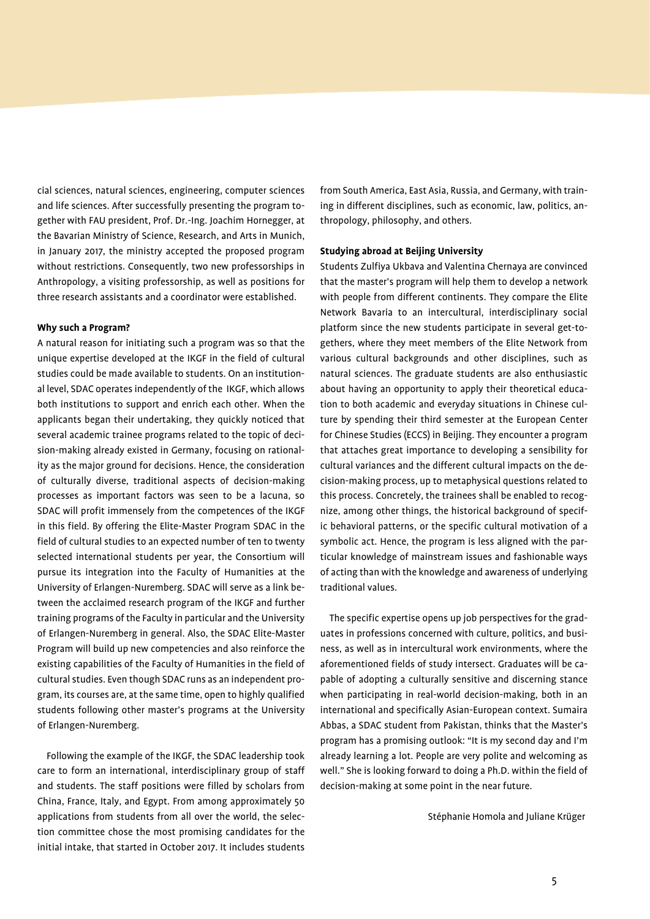cial sciences, natural sciences, engineering, computer sciences and life sciences. After successfully presenting the program together with FAU president, Prof. Dr.-Ing. Joachim Hornegger, at the Bavarian Ministry of Science, Research, and Arts in Munich, in January 2017, the ministry accepted the proposed program without restrictions. Consequently, two new professorships in Anthropology, a visiting professorship, as well as positions for three research assistants and a coordinator were established.

**Why such a Program?**

A natural reason for initiating such a program was so that the unique expertise developed at the IKGF in the field of cultural studies could be made available to students. On an institutional level, SDAC operates independently of the IKGF, which allows both institutions to support and enrich each other. When the applicants began their undertaking, they quickly noticed that several academic trainee programs related to the topic of decision-making already existed in Germany, focusing on rationality as the major ground for decisions. Hence, the consideration of culturally diverse, traditional aspects of decision-making processes as important factors was seen to be a lacuna, so SDAC will profit immensely from the competences of the IKGF in this field. By offering the Elite-Master Program SDAC in the field of cultural studies to an expected number of ten to twenty selected international students per year, the Consortium will pursue its integration into the Faculty of Humanities at the University of Erlangen-Nuremberg. SDAC will serve as a link between the acclaimed research program of the IKGF and further training programs of the Faculty in particular and the University of Erlangen-Nuremberg in general. Also, the SDAC Elite-Master Program will build up new competencies and also reinforce the existing capabilities of the Faculty of Humanities in the field of cultural studies. Even though SDAC runs as an independent program, its courses are, at the same time, open to highly qualified students following other master's programs at the University of Erlangen-Nuremberg.

Following the example of the IKGF, the SDAC leadership took care to form an international, interdisciplinary group of staff and students. The staff positions were filled by scholars from China, France, Italy, and Egypt. From among approximately 50 applications from students from all over the world, the selection committee chose the most promising candidates for the initial intake, that started in October 2017. It includes students from South America, East Asia, Russia, and Germany, with training in different disciplines, such as economic, law, politics, anthropology, philosophy, and others.

**Studying abroad at Beijing University**

Students Zulfiya Ukbava and Valentina Chernaya are convinced that the master's program will help them to develop a network with people from different continents. They compare the Elite Network Bavaria to an intercultural, interdisciplinary social platform since the new students participate in several get-togethers, where they meet members of the Elite Network from various cultural backgrounds and other disciplines, such as natural sciences. The graduate students are also enthusiastic about having an opportunity to apply their theoretical education to both academic and everyday situations in Chinese culture by spending their third semester at the European Center for Chinese Studies (ECCS) in Beijing. They encounter a program that attaches great importance to developing a sensibility for cultural variances and the different cultural impacts on the decision-making process, up to metaphysical questions related to this process. Concretely, the trainees shall be enabled to recognize, among other things, the historical background of specific behavioral patterns, or the specific cultural motivation of a symbolic act. Hence, the program is less aligned with the particular knowledge of mainstream issues and fashionable ways of acting than with the knowledge and awareness of underlying traditional values.

The specific expertise opens up job perspectives for the graduates in professions concerned with culture, politics, and business, as well as in intercultural work environments, where the aforementioned fields of study intersect. Graduates will be capable of adopting a culturally sensitive and discerning stance when participating in real-world decision-making, both in an international and specifically Asian-European context. Sumaira Abbas, a SDAC student from Pakistan, thinks that the Master's program has a promising outlook: "It is my second day and I'm already learning a lot. People are very polite and welcoming as well." She is looking forward to doing a Ph.D. within the field of decision-making at some point in the near future.

Stéphanie Homola and Juliane Krüger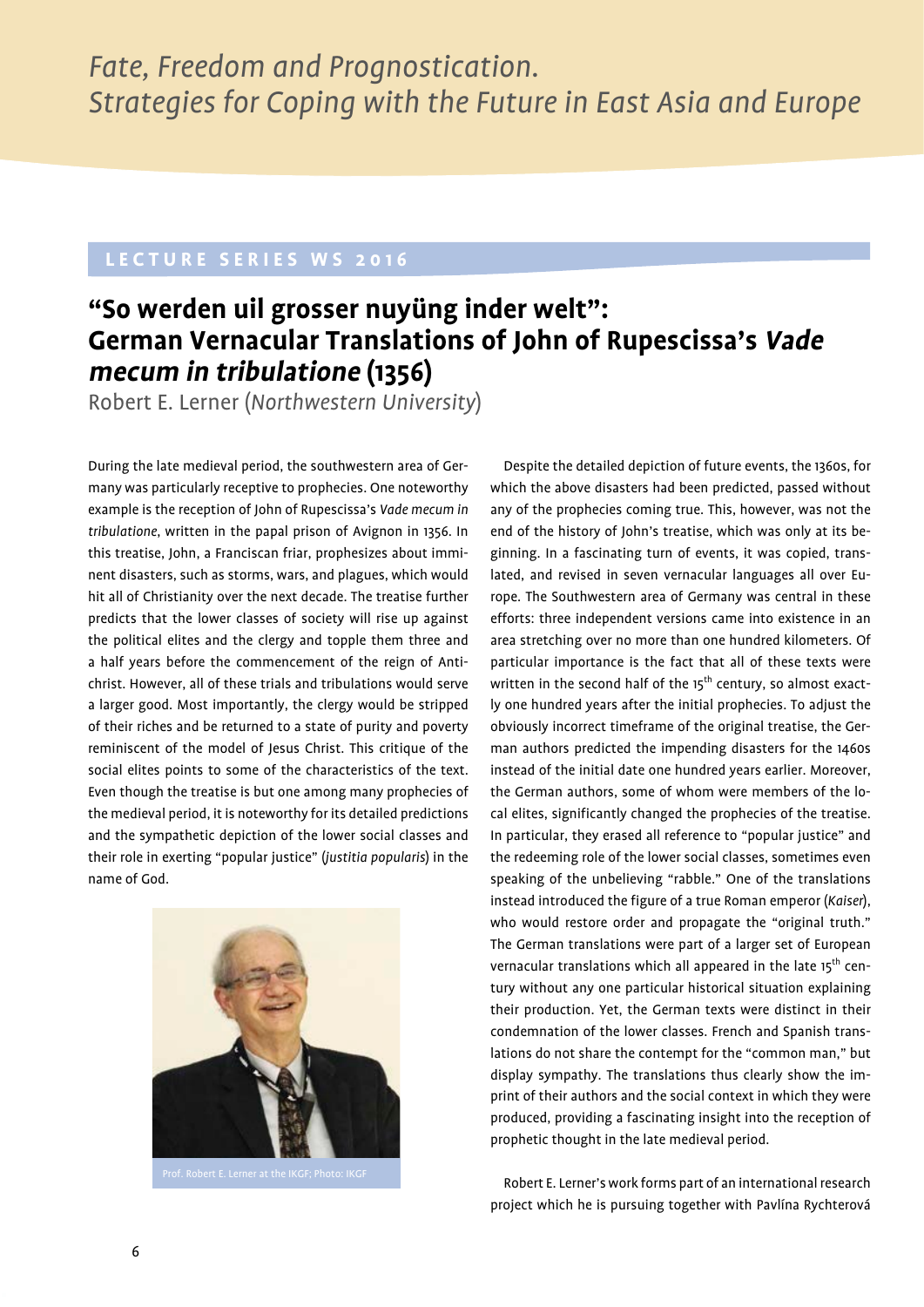# Fate, Freedom and Prognostication. Strategies for Coping with the Future in East Asia and Europe

**LECTURE SERIES WS 2016**

## "So werden uil grosser nuyüng inder welt": German Vernacular Translations of John of Rupescissa's *Vade mecum in tribulatione* (1356)

Robert E. Lerner (*Northwestern University*)

During the late medieval period, the southwestern area of Germany was particularly receptive to prophecies. One noteworthy example is the reception of John of Rupescissa's *Vade mecum in tribulatione*, written in the papal prison of Avignon in 1356. In this treatise, John, a Franciscan friar, prophesizes about imminent disasters, such as storms, wars, and plagues, which would hit all of Christianity over the next decade. The treatise further predicts that the lower classes of society will rise up against the political elites and the clergy and topple them three and a half years before the commencement of the reign of Antichrist. However, all of these trials and tribulations would serve a larger good. Most importantly, the clergy would be stripped of their riches and be returned to a state of purity and poverty reminiscent of the model of Jesus Christ. This critique of the social elites points to some of the characteristics of the text. Even though the treatise is but one among many prophecies of the medieval period, it is noteworthy for its detailed predictions and the sympathetic depiction of the lower social classes and their role in exerting "popular justice" (*justitia popularis*) in the name of God.

Prof. Robert E. Lerner at the IKGF; Photo: IKGF

Despite the detailed depiction of future events, the 1360s, for which the above disasters had been predicted, passed without any of the prophecies coming true. This, however, was not the end of the history of John's treatise, which was only at its beginning. In a fascinating turn of events, it was copied, translated, and revised in seven vernacular languages all over Europe. The Southwestern area of Germany was central in these efforts: three independent versions came into existence in an area stretching over no more than one hundred kilometers. Of particular importance is the fact that all of these texts were written in the second half of the 15th century, so almost exactly one hundred years after the initial prophecies. To adjust the obviously incorrect timeframe of the original treatise, the German authors predicted the impending disasters for the 1460s instead of the initial date one hundred years earlier. Moreover, the German authors, some of whom were members of the local elites, significantly changed the prophecies of the treatise. In particular, they erased all reference to "popular justice" and the redeeming role of the lower social classes, sometimes even speaking of the unbelieving "rabble." One of the translations instead introduced the figure of a true Roman emperor (*Kaiser*), who would restore order and propagate the "original truth." The German translations were part of a larger set of European vernacular translations which all appeared in the late 15th century without any one particular historical situation explaining their production. Yet, the German texts were distinct in their condemnation of the lower classes. French and Spanish translations do not share the contempt for the "common man," but display sympathy. The translations thus clearly show the imprint of their authors and the social context in which they were produced, providing a fascinating insight into the reception of prophetic thought in the late medieval period.

Robert E. Lerner's work forms part of an international research project which he is pursuing together with Pavlína Rychterová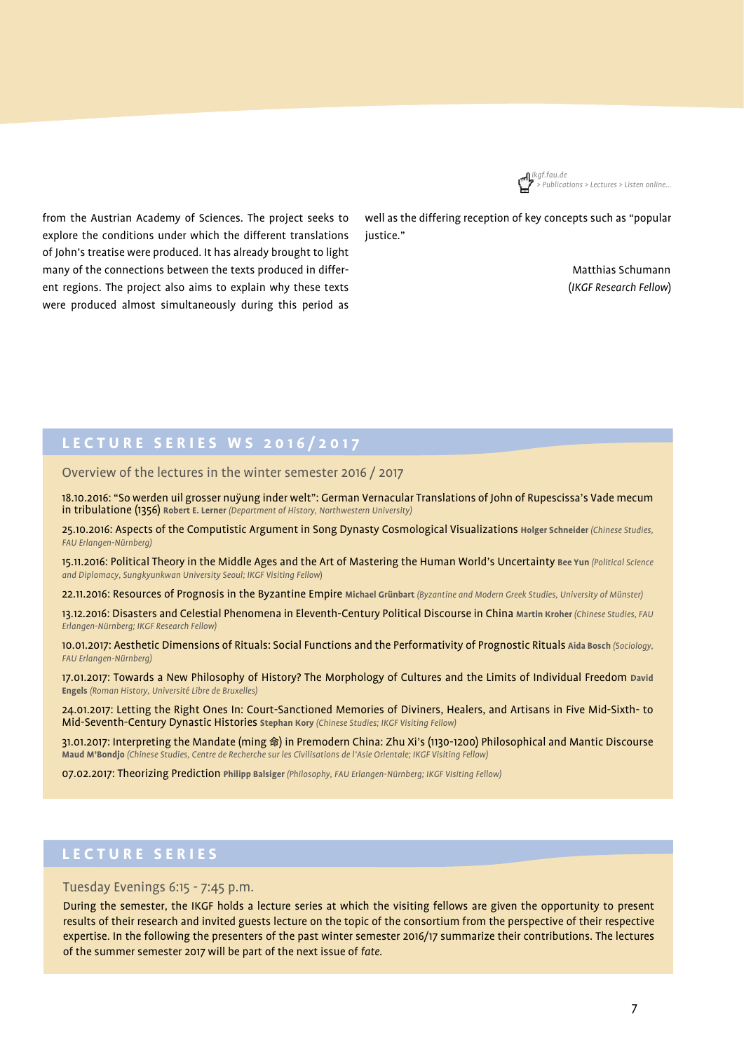*ikgf.fau.de*
*> Publications > Lectures > Listen online...*

from the Austrian Academy of Sciences. The project seeks to explore the conditions under which the different translations of John's treatise were produced. It has already brought to light many of the connections between the texts produced in different regions. The project also aims to explain why these texts were produced almost simultaneously during this period as well as the differing reception of key concepts such as "popular justice."

Matthias Schumann
(*IKGF Research Fellow*)

## LECTURE SERIES WS 2016/2017

### Overview of the lectures in the winter semester 2016 / 2017

18.10.2016: "So werden uil grosser nuẙung inder welt": German Vernacular Translations of John of Rupescissa's Vade mecum in tribulatione (1356) **Robert E. Lerner** *(Department of History, Northwestern University)*

25.10.2016: Aspects of the Computistic Argument in Song Dynasty Cosmological Visualizations **Holger Schneider** *(Chinese Studies, FAU Erlangen-Nürnberg)*

15.11.2016: Political Theory in the Middle Ages and the Art of Mastering the Human World's Uncertainty **Bee Yun** *(Political Science and Diplomacy, Sungkyunkwan University Seoul; IKGF Visiting Fellow)*

22.11.2016: Resources of Prognosis in the Byzantine Empire **Michael Grünbart** *(Byzantine and Modern Greek Studies, University of Münster)*

13.12.2016: Disasters and Celestial Phenomena in Eleventh-Century Political Discourse in China **Martin Kroher** *(Chinese Studies, FAU Erlangen-Nürnberg; IKGF Research Fellow)*

10.01.2017: Aesthetic Dimensions of Rituals: Social Functions and the Performativity of Prognostic Rituals **Aida Bosch** *(Sociology, FAU Erlangen-Nürnberg)*

17.01.2017: Towards a New Philosophy of History? The Morphology of Cultures and the Limits of Individual Freedom **David Engels** *(Roman History, Université Libre de Bruxelles)*

24.01.2017: Letting the Right Ones In: Court-Sanctioned Memories of Diviners, Healers, and Artisans in Five Mid-Sixth- to Mid-Seventh-Century Dynastic Histories **Stephan Kory** *(Chinese Studies; IKGF Visiting Fellow)*

31.01.2017: Interpreting the Mandate (ming 命) in Premodern China: Zhu Xi's (1130-1200) Philosophical and Mantic Discourse **Maud M'Bondjo** *(Chinese Studies, Centre de Recherche sur les Civilisations de l'Asie Orientale; IKGF Visiting Fellow)*

07.02.2017: Theorizing Prediction **Philipp Balsiger** *(Philosophy, FAU Erlangen-Nürnberg; IKGF Visiting Fellow)*

## LECTURE SERIES

### Tuesday Evenings 6:15 - 7:45 p.m.

During the semester, the IKGF holds a lecture series at which the visiting fellows are given the opportunity to present results of their research and invited guests lecture on the topic of the consortium from the perspective of their respective expertise. In the following the presenters of the past winter semester 2016/17 summarize their contributions. The lectures of the summer semester 2017 will be part of the next issue of *fate*.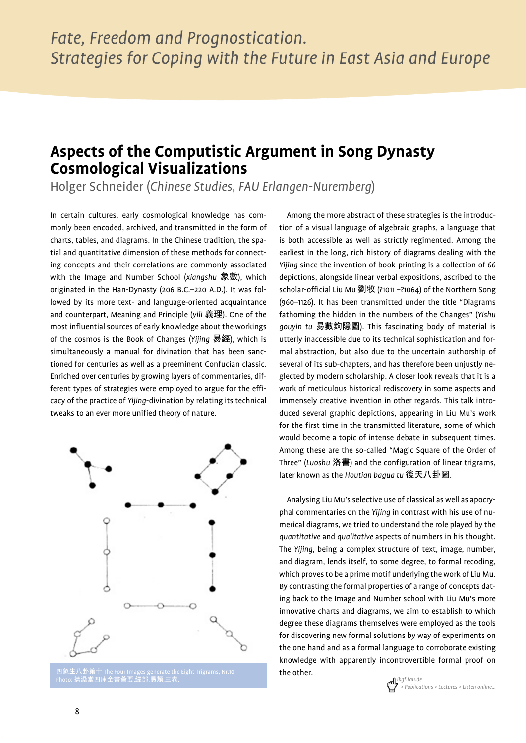# Aspects of the Computistic Argument in Song Dynasty Cosmological Visualizations

Holger Schneider (*Chinese Studies, FAU Erlangen-Nuremberg*)

In certain cultures, early cosmological knowledge has commonly been encoded, archived, and transmitted in the form of charts, tables, and diagrams. In the Chinese tradition, the spatial and quantitative dimension of these methods for connecting concepts and their correlations are commonly associated with the Image and Number School (*xiangshu* 象數), which originated in the Han-Dynasty (206 B.C.–220 A.D.). It was followed by its more text- and language-oriented acquaintance and counterpart, Meaning and Principle (*yili* 義理). One of the most influential sources of early knowledge about the workings of the cosmos is the Book of Changes (*Yijing* 易經), which is simultaneously a manual for divination that has been sanctioned for centuries as well as a preeminent Confucian classic. Enriched over centuries by growing layers of commentaries, different types of strategies were employed to argue for the efficacy of the practice of *Yijing*-divination by relating its technical tweaks to an ever more unified theory of nature.

四象生八卦第十 The Four Images generate the Eight Trigrams, Nr.10
Photo: 摛藻堂四庫全書薈要,經部,易類,三卷.

Among the more abstract of these strategies is the introduction of a visual language of algebraic graphs, a language that is both accessible as well as strictly regimented. Among the earliest in the long, rich history of diagrams dealing with the *Yijing* since the invention of book-printing is a collection of 66 depictions, alongside linear verbal expositions, ascribed to the scholar-official Liu Mu 劉牧 (?1011 –?1064) of the Northern Song (960–1126). It has been transmitted under the title “Diagrams fathoming the hidden in the numbers of the Changes” (*Yishu gouyin tu* 易數鉤隱圖). This fascinating body of material is utterly inaccessible due to its technical sophistication and formal abstraction, but also due to the uncertain authorship of several of its sub-chapters, and has therefore been unjustly neglected by modern scholarship. A closer look reveals that it is a work of meticulous historical rediscovery in some aspects and immensely creative invention in other regards. This talk introduced several graphic depictions, appearing in Liu Mu’s work for the first time in the transmitted literature, some of which would become a topic of intense debate in subsequent times. Among these are the so-called “Magic Square of the Order of Three” (*Luoshu* 洛書) and the configuration of linear trigrams, later known as the *Houtian bagua tu* 後天八卦圖.

Analysing Liu Mu’s selective use of classical as well as apocryphal commentaries on the *Yijing* in contrast with his use of numerical diagrams, we tried to understand the role played by the *quantitative* and *qualitative* aspects of numbers in his thought. The *Yijing*, being a complex structure of text, image, number, and diagram, lends itself, to some degree, to formal recoding, which proves to be a prime motif underlying the work of Liu Mu. By contrasting the formal properties of a range of concepts dating back to the Image and Number school with Liu Mu’s more innovative charts and diagrams, we aim to establish to which degree these diagrams themselves were employed as the tools for discovering new formal solutions by way of experiments on the one hand and as a formal language to corroborate existing knowledge with apparently incontrovertible formal proof on the other.

ikgf.fau.de
> Publications > Lectures > Listen online...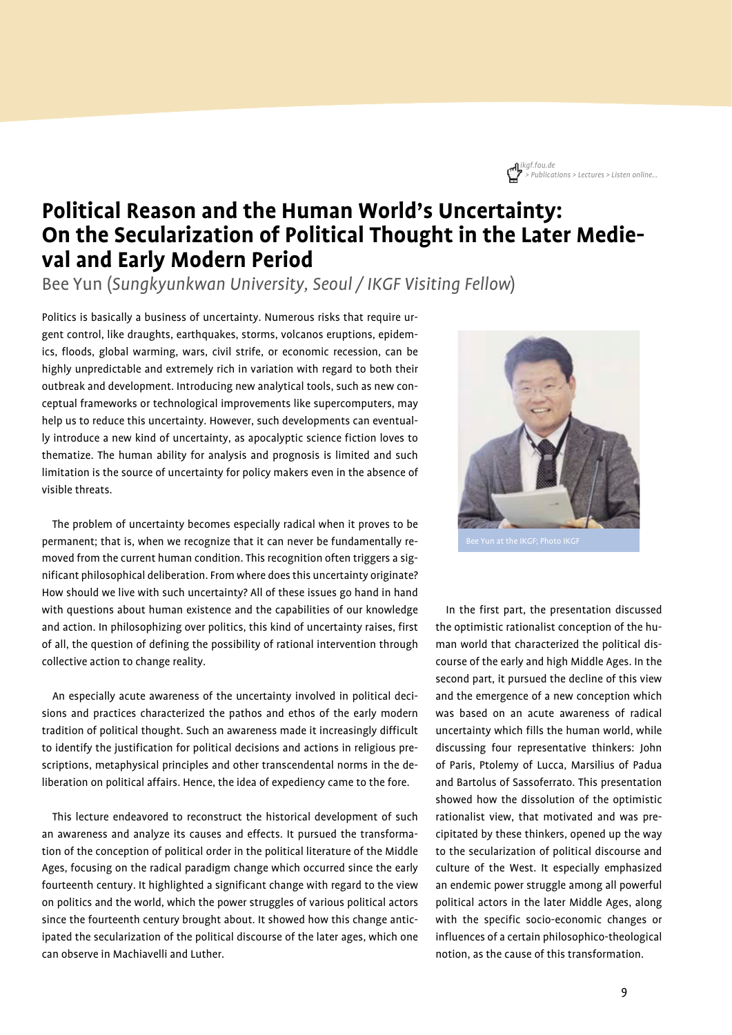ikgf.fau.de
> Publications > Lectures > Listen online...

# Political Reason and the Human World's Uncertainty: On the Secularization of Political Thought in the Later Medieval and Early Modern Period

Bee Yun (*Sungkyunkwan University, Seoul / IKGF Visiting Fellow*)

Politics is basically a business of uncertainty. Numerous risks that require urgent control, like draughts, earthquakes, storms, volcanos eruptions, epidemics, floods, global warming, wars, civil strife, or economic recession, can be highly unpredictable and extremely rich in variation with regard to both their outbreak and development. Introducing new analytical tools, such as new conceptual frameworks or technological improvements like supercomputers, may help us to reduce this uncertainty. However, such developments can eventually introduce a new kind of uncertainty, as apocalyptic science fiction loves to thematize. The human ability for analysis and prognosis is limited and such limitation is the source of uncertainty for policy makers even in the absence of visible threats.

The problem of uncertainty becomes especially radical when it proves to be permanent; that is, when we recognize that it can never be fundamentally removed from the current human condition. This recognition often triggers a significant philosophical deliberation. From where does this uncertainty originate? How should we live with such uncertainty? All of these issues go hand in hand with questions about human existence and the capabilities of our knowledge and action. In philosophizing over politics, this kind of uncertainty raises, first of all, the question of defining the possibility of rational intervention through collective action to change reality.

An especially acute awareness of the uncertainty involved in political decisions and practices characterized the pathos and ethos of the early modern tradition of political thought. Such an awareness made it increasingly difficult to identify the justification for political decisions and actions in religious prescriptions, metaphysical principles and other transcendental norms in the deliberation on political affairs. Hence, the idea of expediency came to the fore.

This lecture endeavored to reconstruct the historical development of such an awareness and analyze its causes and effects. It pursued the transformation of the conception of political order in the political literature of the Middle Ages, focusing on the radical paradigm change which occurred since the early fourteenth century. It highlighted a significant change with regard to the view on politics and the world, which the power struggles of various political actors since the fourteenth century brought about. It showed how this change anticipated the secularization of the political discourse of the later ages, which one can observe in Machiavelli and Luther.

Bee Yun at the IKGF; Photo IKGF

In the first part, the presentation discussed the optimistic rationalist conception of the human world that characterized the political discourse of the early and high Middle Ages. In the second part, it pursued the decline of this view and the emergence of a new conception which was based on an acute awareness of radical uncertainty which fills the human world, while discussing four representative thinkers: John of Paris, Ptolemy of Lucca, Marsilius of Padua and Bartolus of Sassoferrato. This presentation showed how the dissolution of the optimistic rationalist view, that motivated and was precipitated by these thinkers, opened up the way to the secularization of political discourse and culture of the West. It especially emphasized an endemic power struggle among all powerful political actors in the later Middle Ages, along with the specific socio-economic changes or influences of a certain philosophico-theological notion, as the cause of this transformation.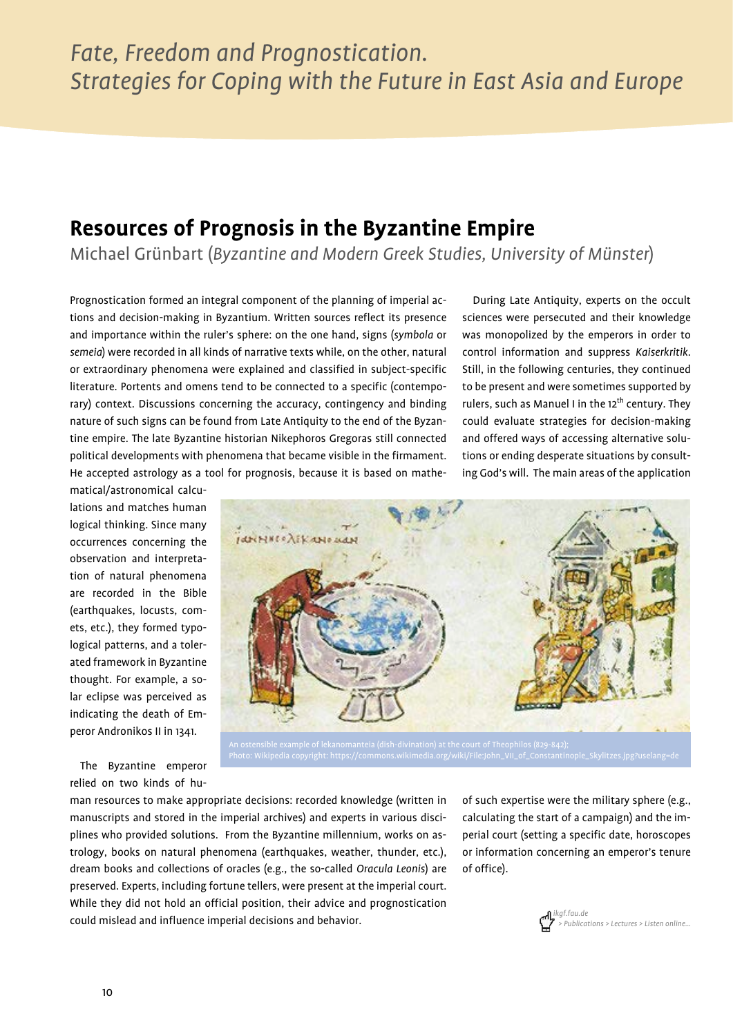# Fate, Freedom and Prognostication. Strategies for Coping with the Future in East Asia and Europe

## Resources of Prognosis in the Byzantine Empire

Michael Grünbart (*Byzantine and Modern Greek Studies, University of Münster*)

Prognostication formed an integral component of the planning of imperial actions and decision-making in Byzantium. Written sources reflect its presence and importance within the ruler's sphere: on the one hand, signs (*symbola* or *semeia*) were recorded in all kinds of narrative texts while, on the other, natural or extraordinary phenomena were explained and classified in subject-specific literature. Portents and omens tend to be connected to a specific (contemporary) context. Discussions concerning the accuracy, contingency and binding nature of such signs can be found from Late Antiquity to the end of the Byzantine empire. The late Byzantine historian Nikephoros Gregoras still connected political developments with phenomena that became visible in the firmament. He accepted astrology as a tool for prognosis, because it is based on mathematical/astronomical calculations and matches human logical thinking. Since many occurrences concerning the observation and interpretation of natural phenomena are recorded in the Bible (earthquakes, locusts, comets, etc.), they formed typological patterns, and a tolerated framework in Byzantine thought. For example, a solar eclipse was perceived as indicating the death of Emperor Andronikos II in 1341.

An ostensible example of lekanomanteia (dish-divination) at the court of Theophilos (829-842);
Photo: Wikipedia copyright: https://commons.wikimedia.org/wiki/File:John_VII_of_Constantinople_Skylitzes.jpg?uselang=de

The Byzantine emperor relied on two kinds of human resources to make appropriate decisions: recorded knowledge (written in manuscripts and stored in the imperial archives) and experts in various disciplines who provided solutions. From the Byzantine millennium, works on astrology, books on natural phenomena (earthquakes, weather, thunder, etc.), dream books and collections of oracles (e.g., the so-called *Oracula Leonis*) are preserved. Experts, including fortune tellers, were present at the imperial court. While they did not hold an official position, their advice and prognostication could mislead and influence imperial decisions and behavior.

During Late Antiquity, experts on the occult sciences were persecuted and their knowledge was monopolized by the emperors in order to control information and suppress *Kaiserkritik*. Still, in the following centuries, they continued to be present and were sometimes supported by rulers, such as Manuel I in the 12th century. They could evaluate strategies for decision-making and offered ways of accessing alternative solutions or ending desperate situations by consulting God's will. The main areas of the application of such expertise were the military sphere (e.g., calculating the start of a campaign) and the imperial court (setting a specific date, horoscopes or information concerning an emperor's tenure of office).

*ikgf.fau.de*
*> Publications > Lectures > Listen online...*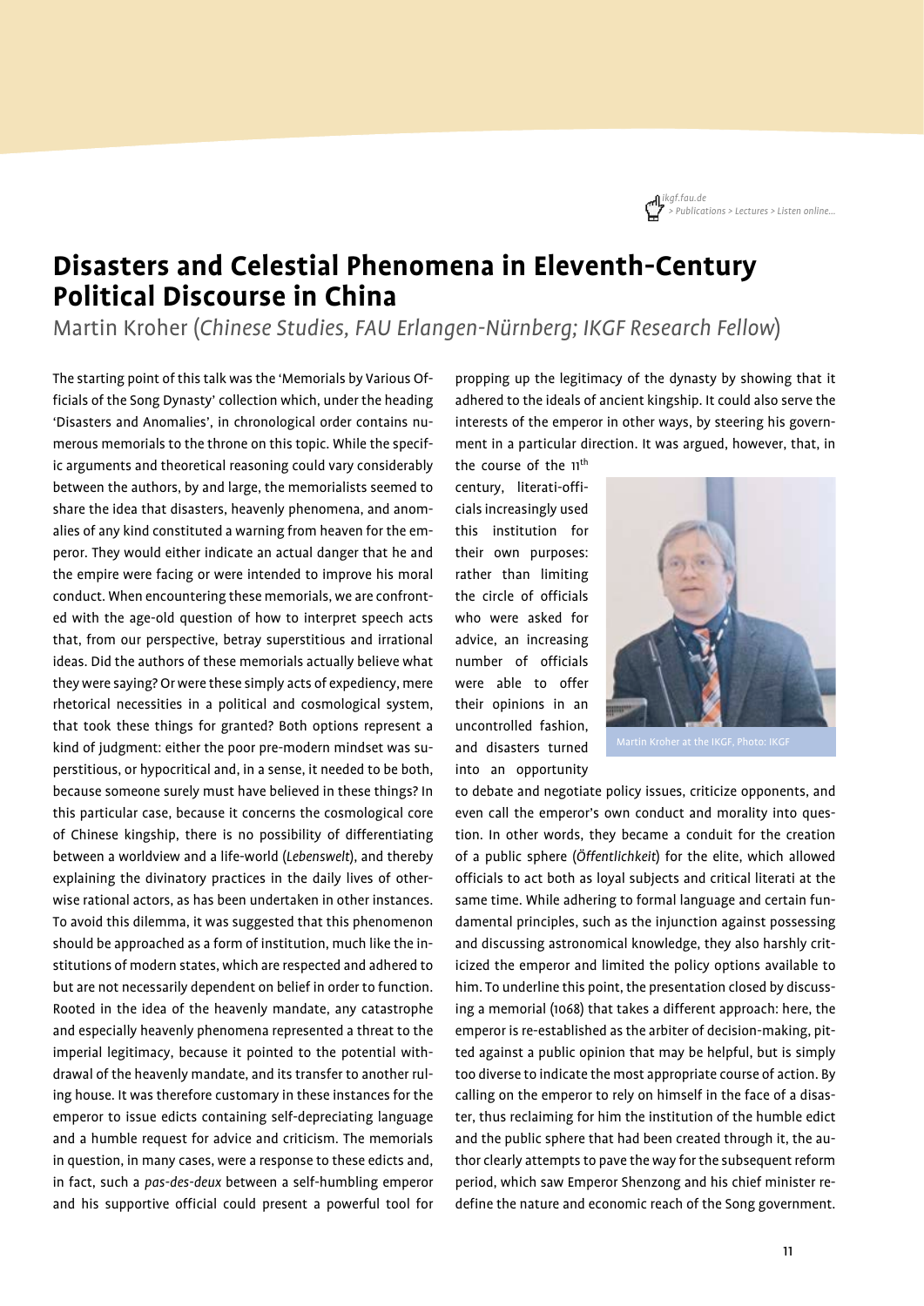ikgf.fau.de
> Publications > Lectures > Listen online...

# Disasters and Celestial Phenomena in Eleventh-Century Political Discourse in China

Martin Kroher (*Chinese Studies, FAU Erlangen-Nürnberg; IKGF Research Fellow*)

The starting point of this talk was the 'Memorials by Various Officials of the Song Dynasty' collection which, under the heading 'Disasters and Anomalies', in chronological order contains numerous memorials to the throne on this topic. While the specific arguments and theoretical reasoning could vary considerably between the authors, by and large, the memorialists seemed to share the idea that disasters, heavenly phenomena, and anomalies of any kind constituted a warning from heaven for the emperor. They would either indicate an actual danger that he and the empire were facing or were intended to improve his moral conduct. When encountering these memorials, we are confronted with the age-old question of how to interpret speech acts that, from our perspective, betray superstitious and irrational ideas. Did the authors of these memorials actually believe what they were saying? Or were these simply acts of expediency, mere rhetorical necessities in a political and cosmological system, that took these things for granted? Both options represent a kind of judgment: either the poor pre-modern mindset was superstitious, or hypocritical and, in a sense, it needed to be both, because someone surely must have believed in these things? In this particular case, because it concerns the cosmological core of Chinese kingship, there is no possibility of differentiating between a worldview and a life-world (*Lebenswelt*), and thereby explaining the divinatory practices in the daily lives of otherwise rational actors, as has been undertaken in other instances. To avoid this dilemma, it was suggested that this phenomenon should be approached as a form of institution, much like the institutions of modern states, which are respected and adhered to but are not necessarily dependent on belief in order to function. Rooted in the idea of the heavenly mandate, any catastrophe and especially heavenly phenomena represented a threat to the imperial legitimacy, because it pointed to the potential withdrawal of the heavenly mandate, and its transfer to another ruling house. It was therefore customary in these instances for the emperor to issue edicts containing self-depreciating language and a humble request for advice and criticism. The memorials in question, in many cases, were a response to these edicts and, in fact, such a *pas-des-deux* between a self-humbling emperor and his supportive official could present a powerful tool for propping up the legitimacy of the dynasty by showing that it adhered to the ideals of ancient kingship. It could also serve the interests of the emperor in other ways, by steering his government in a particular direction. It was argued, however, that, in the course of the 11th century, literati-officials increasingly used this institution for their own purposes: rather than limiting the circle of officials who were asked for advice, an increasing number of officials were able to offer their opinions in an uncontrolled fashion, and disasters turned into an opportunity to debate and negotiate policy issues, criticize opponents, and even call the emperor's own conduct and morality into question. In other words, they became a conduit for the creation of a public sphere (*Öffentlichkeit*) for the elite, which allowed officials to act both as loyal subjects and critical literati at the same time. While adhering to formal language and certain fundamental principles, such as the injunction against possessing and discussing astronomical knowledge, they also harshly criticized the emperor and limited the policy options available to him. To underline this point, the presentation closed by discussing a memorial (1068) that takes a different approach: here, the emperor is re-established as the arbiter of decision-making, pitted against a public opinion that may be helpful, but is simply too diverse to indicate the most appropriate course of action. By calling on the emperor to rely on himself in the face of a disaster, thus reclaiming for him the institution of the humble edict and the public sphere that had been created through it, the author clearly attempts to pave the way for the subsequent reform period, which saw Emperor Shenzong and his chief minister redefine the nature and economic reach of the Song government.

Martin Kroher at the IKGF, Photo: IKGF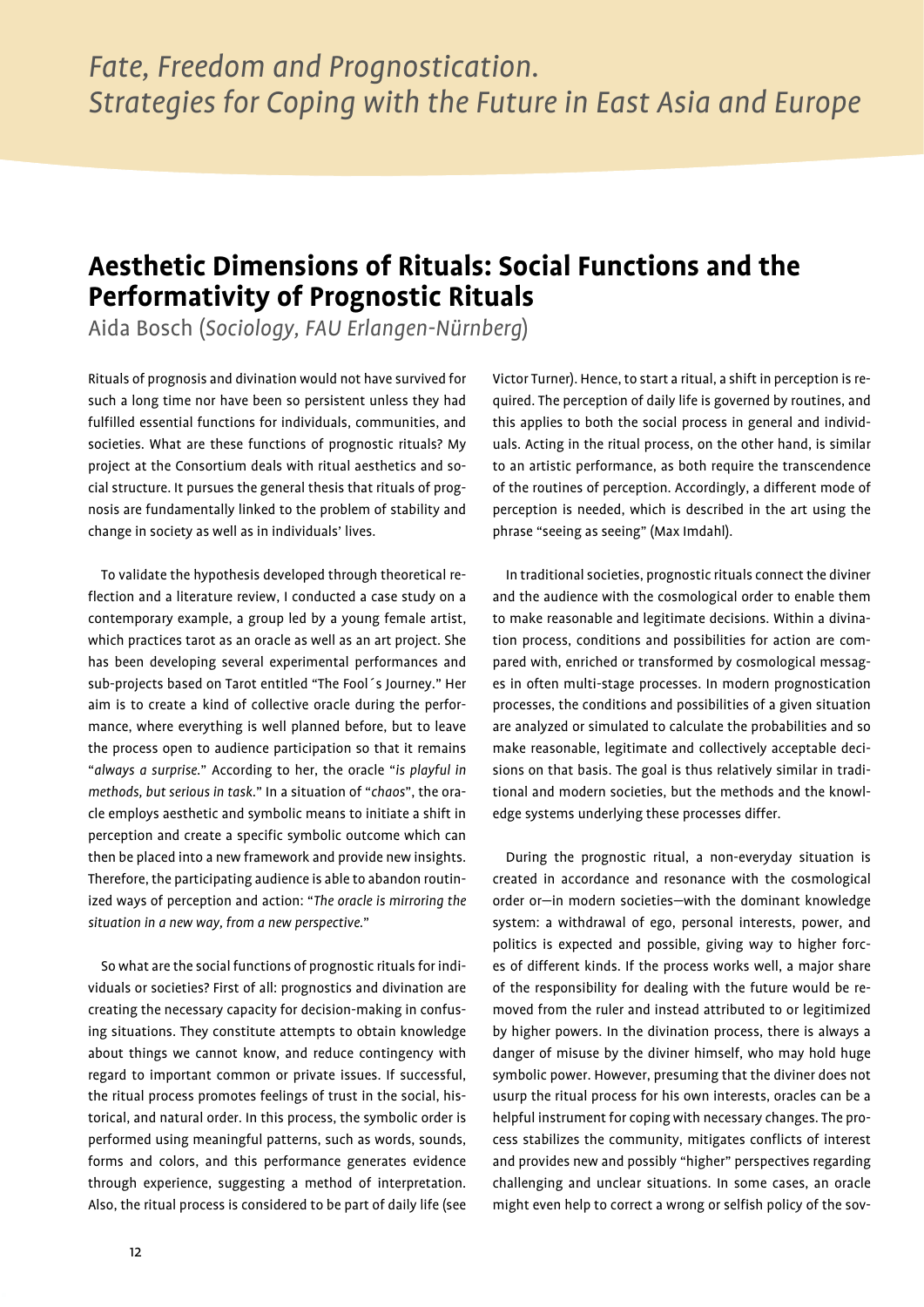## Aesthetic Dimensions of Rituals: Social Functions and the Performativity of Prognostic Rituals

Aida Bosch (*Sociology, FAU Erlangen-Nürnberg*)

Rituals of prognosis and divination would not have survived for such a long time nor have been so persistent unless they had fulfilled essential functions for individuals, communities, and societies. What are these functions of prognostic rituals? My project at the Consortium deals with ritual aesthetics and social structure. It pursues the general thesis that rituals of prognosis are fundamentally linked to the problem of stability and change in society as well as in individuals' lives.

To validate the hypothesis developed through theoretical reflection and a literature review, I conducted a case study on a contemporary example, a group led by a young female artist, which practices tarot as an oracle as well as an art project. She has been developing several experimental performances and sub-projects based on Tarot entitled "The Fool´s Journey." Her aim is to create a kind of collective oracle during the performance, where everything is well planned before, but to leave the process open to audience participation so that it remains "*always a surprise*." According to her, the oracle "*is playful in methods, but serious in task*." In a situation of "*chaos*", the oracle employs aesthetic and symbolic means to initiate a shift in perception and create a specific symbolic outcome which can then be placed into a new framework and provide new insights. Therefore, the participating audience is able to abandon routinized ways of perception and action: "*The oracle is mirroring the situation in a new way, from a new perspective.*"

So what are the social functions of prognostic rituals for individuals or societies? First of all: prognostics and divination are creating the necessary capacity for decision-making in confusing situations. They constitute attempts to obtain knowledge about things we cannot know, and reduce contingency with regard to important common or private issues. If successful, the ritual process promotes feelings of trust in the social, historical, and natural order. In this process, the symbolic order is performed using meaningful patterns, such as words, sounds, forms and colors, and this performance generates evidence through experience, suggesting a method of interpretation. Also, the ritual process is considered to be part of daily life (see Victor Turner). Hence, to start a ritual, a shift in perception is required. The perception of daily life is governed by routines, and this applies to both the social process in general and individuals. Acting in the ritual process, on the other hand, is similar to an artistic performance, as both require the transcendence of the routines of perception. Accordingly, a different mode of perception is needed, which is described in the art using the phrase "seeing as seeing" (Max Imdahl).

In traditional societies, prognostic rituals connect the diviner and the audience with the cosmological order to enable them to make reasonable and legitimate decisions. Within a divination process, conditions and possibilities for action are compared with, enriched or transformed by cosmological messages in often multi-stage processes. In modern prognostication processes, the conditions and possibilities of a given situation are analyzed or simulated to calculate the probabilities and so make reasonable, legitimate and collectively acceptable decisions on that basis. The goal is thus relatively similar in traditional and modern societies, but the methods and the knowledge systems underlying these processes differ.

During the prognostic ritual, a non-everyday situation is created in accordance and resonance with the cosmological order or—in modern societies—with the dominant knowledge system: a withdrawal of ego, personal interests, power, and politics is expected and possible, giving way to higher forces of different kinds. If the process works well, a major share of the responsibility for dealing with the future would be removed from the ruler and instead attributed to or legitimized by higher powers. In the divination process, there is always a danger of misuse by the diviner himself, who may hold huge symbolic power. However, presuming that the diviner does not usurp the ritual process for his own interests, oracles can be a helpful instrument for coping with necessary changes. The process stabilizes the community, mitigates conflicts of interest and provides new and possibly "higher" perspectives regarding challenging and unclear situations. In some cases, an oracle might even help to correct a wrong or selfish policy of the sov-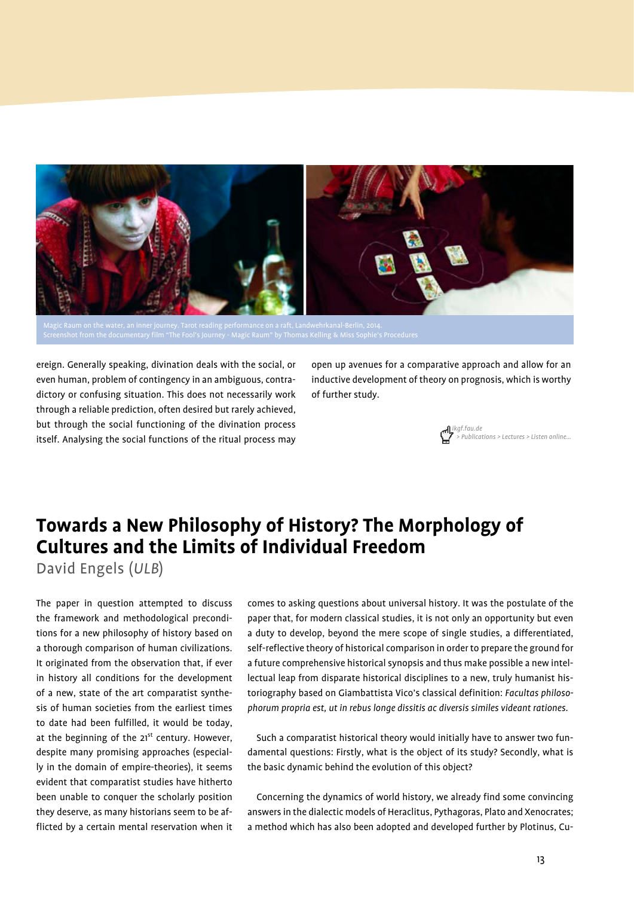Magic Raum on the water, an inner journey. Tarot reading performance on a raft, Landwehrkanal-Berlin, 2014.
Screenshot from the documentary film "The Fool's Journey - Magic Raum" by Thomas Kelling & Miss Sophie's Procedures

ereign. Generally speaking, divination deals with the social, or even human, problem of contingency in an ambiguous, contradictory or confusing situation. This does not necessarily work through a reliable prediction, often desired but rarely achieved, but through the social functioning of the divination process itself. Analysing the social functions of the ritual process may open up avenues for a comparative approach and allow for an inductive development of theory on prognosis, which is worthy of further study.

*ikgf.fau.de*
*> Publications > Lectures > Listen online...*

## Towards a New Philosophy of History? The Morphology of Cultures and the Limits of Individual Freedom

David Engels (*ULB*)

The paper in question attempted to discuss the framework and methodological preconditions for a new philosophy of history based on a thorough comparison of human civilizations. It originated from the observation that, if ever in history all conditions for the development of a new, state of the art comparatist synthesis of human societies from the earliest times to date had been fulfilled, it would be today, at the beginning of the 21st century. However, despite many promising approaches (especially in the domain of empire-theories), it seems evident that comparatist studies have hitherto been unable to conquer the scholarly position they deserve, as many historians seem to be afflicted by a certain mental reservation when it comes to asking questions about universal history. It was the postulate of the paper that, for modern classical studies, it is not only an opportunity but even a duty to develop, beyond the mere scope of single studies, a differentiated, self-reflective theory of historical comparison in order to prepare the ground for a future comprehensive historical synopsis and thus make possible a new intellectual leap from disparate historical disciplines to a new, truly humanist historiography based on Giambattista Vico's classical definition: *Facultas philosophorum propria est, ut in rebus longe dissitis ac diversis similes videant rationes.*

Such a comparatist historical theory would initially have to answer two fundamental questions: Firstly, what is the object of its study? Secondly, what is the basic dynamic behind the evolution of this object?

Concerning the dynamics of world history, we already find some convincing answers in the dialectic models of Heraclitus, Pythagoras, Plato and Xenocrates; a method which has also been adopted and developed further by Plotinus, Cu-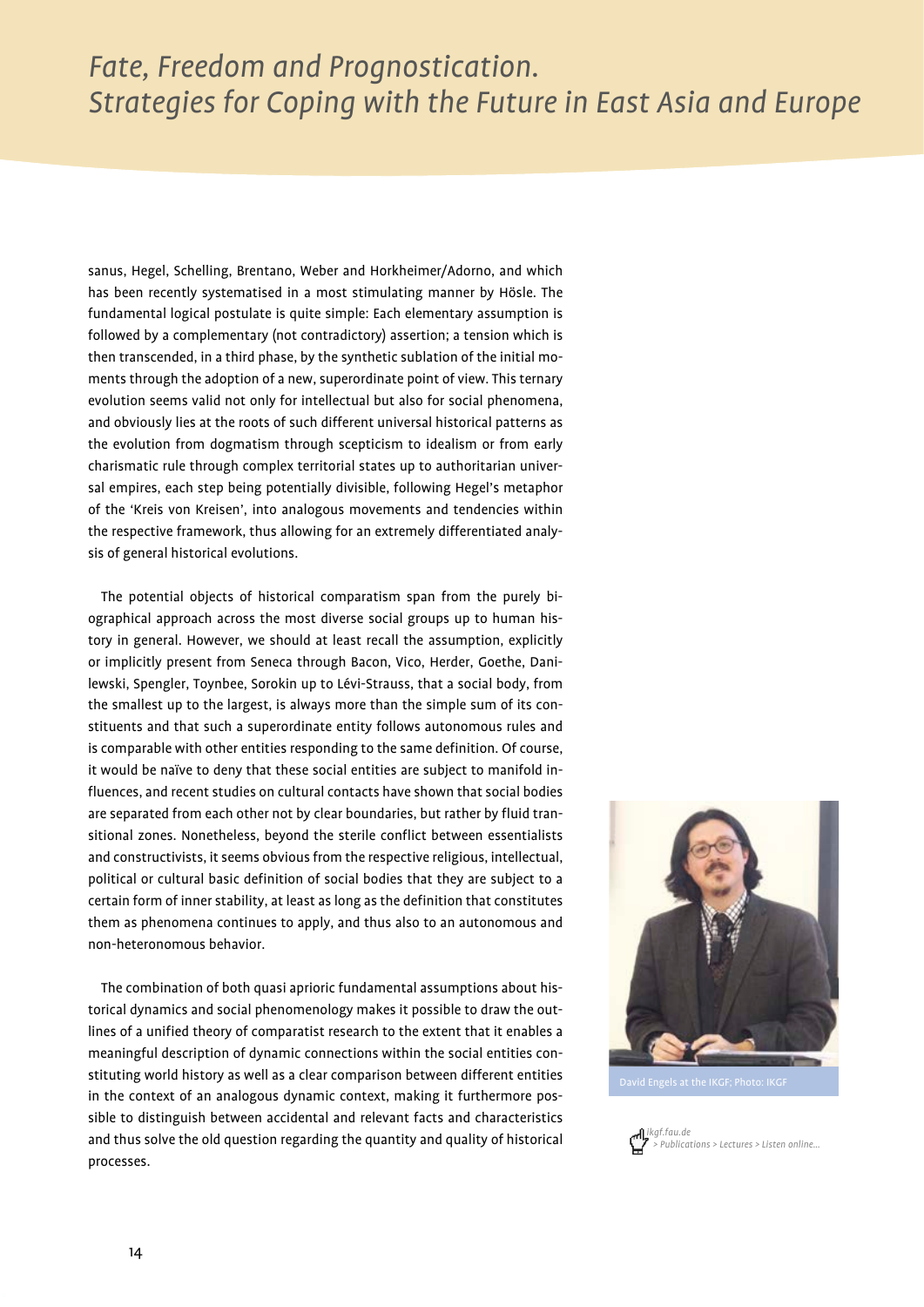sanus, Hegel, Schelling, Brentano, Weber and Horkheimer/Adorno, and which has been recently systematised in a most stimulating manner by Hösle. The fundamental logical postulate is quite simple: Each elementary assumption is followed by a complementary (not contradictory) assertion; a tension which is then transcended, in a third phase, by the synthetic sublation of the initial moments through the adoption of a new, superordinate point of view. This ternary evolution seems valid not only for intellectual but also for social phenomena, and obviously lies at the roots of such different universal historical patterns as the evolution from dogmatism through scepticism to idealism or from early charismatic rule through complex territorial states up to authoritarian universal empires, each step being potentially divisible, following Hegel's metaphor of the 'Kreis von Kreisen', into analogous movements and tendencies within the respective framework, thus allowing for an extremely differentiated analysis of general historical evolutions.

The potential objects of historical comparatism span from the purely biographical approach across the most diverse social groups up to human history in general. However, we should at least recall the assumption, explicitly or implicitly present from Seneca through Bacon, Vico, Herder, Goethe, Danilewski, Spengler, Toynbee, Sorokin up to Lévi-Strauss, that a social body, from the smallest up to the largest, is always more than the simple sum of its constituents and that such a superordinate entity follows autonomous rules and is comparable with other entities responding to the same definition. Of course, it would be naïve to deny that these social entities are subject to manifold influences, and recent studies on cultural contacts have shown that social bodies are separated from each other not by clear boundaries, but rather by fluid transitional zones. Nonetheless, beyond the sterile conflict between essentialists and constructivists, it seems obvious from the respective religious, intellectual, political or cultural basic definition of social bodies that they are subject to a certain form of inner stability, at least as long as the definition that constitutes them as phenomena continues to apply, and thus also to an autonomous and non-heteronomous behavior.

The combination of both quasi aprioric fundamental assumptions about historical dynamics and social phenomenology makes it possible to draw the outlines of a unified theory of comparatist research to the extent that it enables a meaningful description of dynamic connections within the social entities constituting world history as well as a clear comparison between different entities in the context of an analogous dynamic context, making it furthermore possible to distinguish between accidental and relevant facts and characteristics and thus solve the old question regarding the quantity and quality of historical processes.

David Engels at the IKGF; Photo: IKGF

*ikgf.fau.de > Publications > Lectures > Listen online...*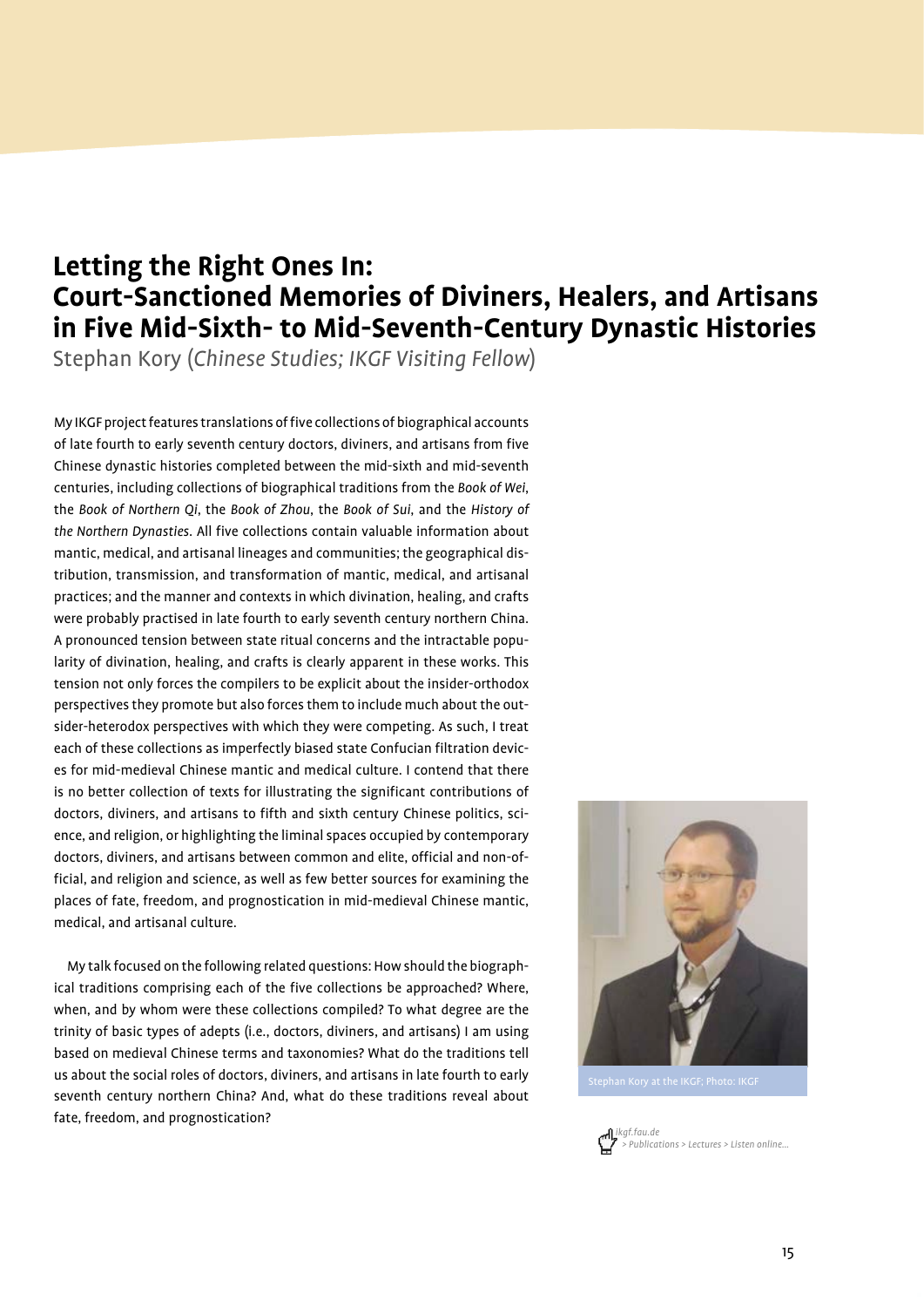# Letting the Right Ones In: Court-Sanctioned Memories of Diviners, Healers, and Artisans in Five Mid-Sixth- to Mid-Seventh-Century Dynastic Histories

Stephan Kory (*Chinese Studies; IKGF Visiting Fellow*)

My IKGF project features translations of five collections of biographical accounts of late fourth to early seventh century doctors, diviners, and artisans from five Chinese dynastic histories completed between the mid-sixth and mid-seventh centuries, including collections of biographical traditions from the *Book of Wei*, the *Book of Northern Qi*, the *Book of Zhou*, the *Book of Sui*, and the *History of the Northern Dynasties*. All five collections contain valuable information about mantic, medical, and artisanal lineages and communities; the geographical distribution, transmission, and transformation of mantic, medical, and artisanal practices; and the manner and contexts in which divination, healing, and crafts were probably practised in late fourth to early seventh century northern China. A pronounced tension between state ritual concerns and the intractable popularity of divination, healing, and crafts is clearly apparent in these works. This tension not only forces the compilers to be explicit about the insider-orthodox perspectives they promote but also forces them to include much about the outsider-heterodox perspectives with which they were competing. As such, I treat each of these collections as imperfectly biased state Confucian filtration devices for mid-medieval Chinese mantic and medical culture. I contend that there is no better collection of texts for illustrating the significant contributions of doctors, diviners, and artisans to fifth and sixth century Chinese politics, science, and religion, or highlighting the liminal spaces occupied by contemporary doctors, diviners, and artisans between common and elite, official and non-official, and religion and science, as well as few better sources for examining the places of fate, freedom, and prognostication in mid-medieval Chinese mantic, medical, and artisanal culture.

My talk focused on the following related questions: How should the biographical traditions comprising each of the five collections be approached? Where, when, and by whom were these collections compiled? To what degree are the trinity of basic types of adepts (i.e., doctors, diviners, and artisans) I am using based on medieval Chinese terms and taxonomies? What do the traditions tell us about the social roles of doctors, diviners, and artisans in late fourth to early seventh century northern China? And, what do these traditions reveal about fate, freedom, and prognostication?

Stephan Kory at the IKGF; Photo: IKGF

*ikgf.fau.de > Publications > Lectures > Listen online...*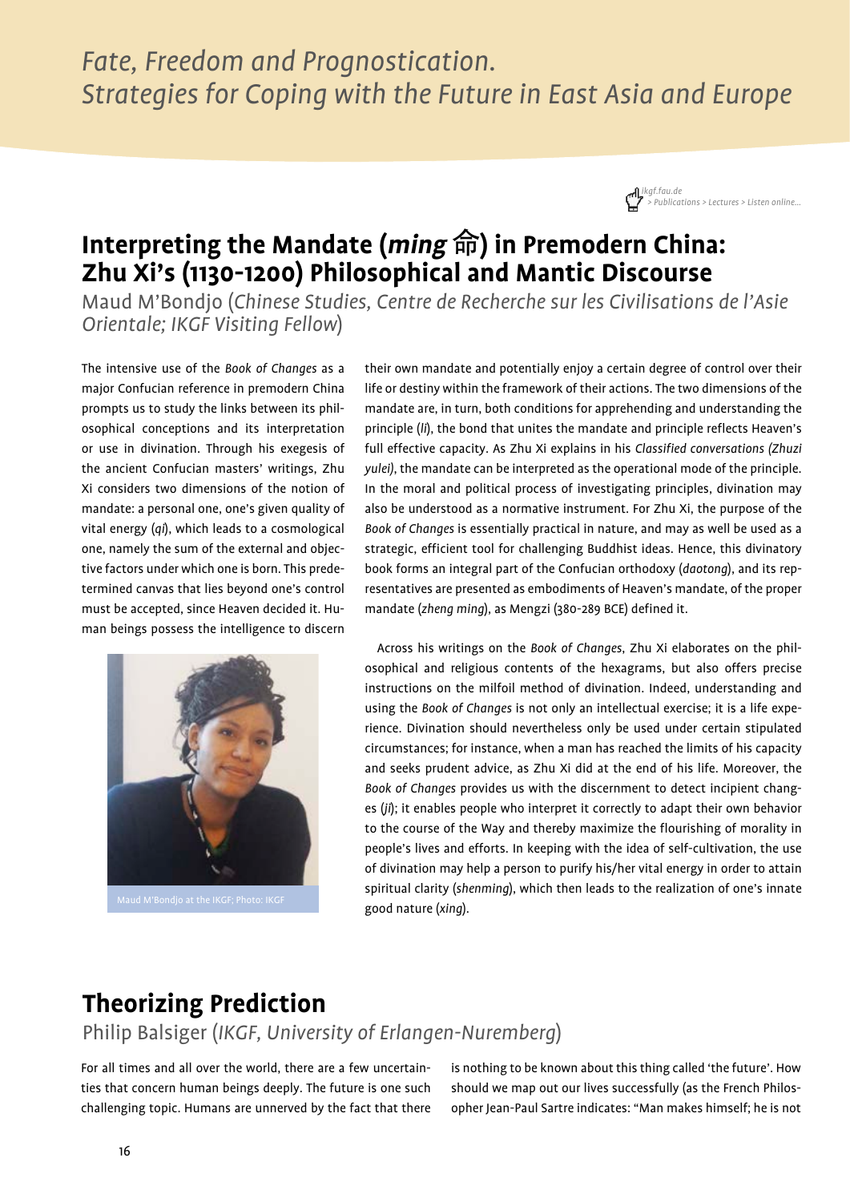# Fate, Freedom and Prognostication. Strategies for Coping with the Future in East Asia and Europe

ikgf.fau.de
> Publications > Lectures > Listen online...

## Interpreting the Mandate (*ming* 命) in Premodern China: Zhu Xi's (1130-1200) Philosophical and Mantic Discourse

Maud M'Bondjo (*Chinese Studies, Centre de Recherche sur les Civilisations de l'Asie Orientale; IKGF Visiting Fellow*)

The intensive use of the *Book of Changes* as a major Confucian reference in premodern China prompts us to study the links between its philosophical conceptions and its interpretation or use in divination. Through his exegesis of the ancient Confucian masters' writings, Zhu Xi considers two dimensions of the notion of mandate: a personal one, one's given quality of vital energy (*qi*), which leads to a cosmological one, namely the sum of the external and objective factors under which one is born. This predetermined canvas that lies beyond one's control must be accepted, since Heaven decided it. Human beings possess the intelligence to discern their own mandate and potentially enjoy a certain degree of control over their life or destiny within the framework of their actions. The two dimensions of the mandate are, in turn, both conditions for apprehending and understanding the principle (*li*), the bond that unites the mandate and principle reflects Heaven's full effective capacity. As Zhu Xi explains in his *Classified conversations (Zhuzi yulei)*, the mandate can be interpreted as the operational mode of the principle. In the moral and political process of investigating principles, divination may also be understood as a normative instrument. For Zhu Xi, the purpose of the *Book of Changes* is essentially practical in nature, and may as well be used as a strategic, efficient tool for challenging Buddhist ideas. Hence, this divinatory book forms an integral part of the Confucian orthodoxy (*daotong*), and its representatives are presented as embodiments of Heaven's mandate, of the proper mandate (*zheng ming*), as Mengzi (380-289 BCE) defined it.

Maud M'Bondjo at the IKGF; Photo: IKGF

Across his writings on the *Book of Changes*, Zhu Xi elaborates on the philosophical and religious contents of the hexagrams, but also offers precise instructions on the milfoil method of divination. Indeed, understanding and using the *Book of Changes* is not only an intellectual exercise; it is a life experience. Divination should nevertheless only be used under certain stipulated circumstances; for instance, when a man has reached the limits of his capacity and seeks prudent advice, as Zhu Xi did at the end of his life. Moreover, the *Book of Changes* provides us with the discernment to detect incipient changes (*ji*); it enables people who interpret it correctly to adapt their own behavior to the course of the Way and thereby maximize the flourishing of morality in people's lives and efforts. In keeping with the idea of self-cultivation, the use of divination may help a person to purify his/her vital energy in order to attain spiritual clarity (*shenming*), which then leads to the realization of one's innate good nature (*xing*).

## Theorizing Prediction

Philip Balsiger (*IKGF, University of Erlangen-Nuremberg*)

For all times and all over the world, there are a few uncertainties that concern human beings deeply. The future is one such challenging topic. Humans are unnerved by the fact that there is nothing to be known about this thing called 'the future'. How should we map out our lives successfully (as the French Philosopher Jean-Paul Sartre indicates: "Man makes himself; he is not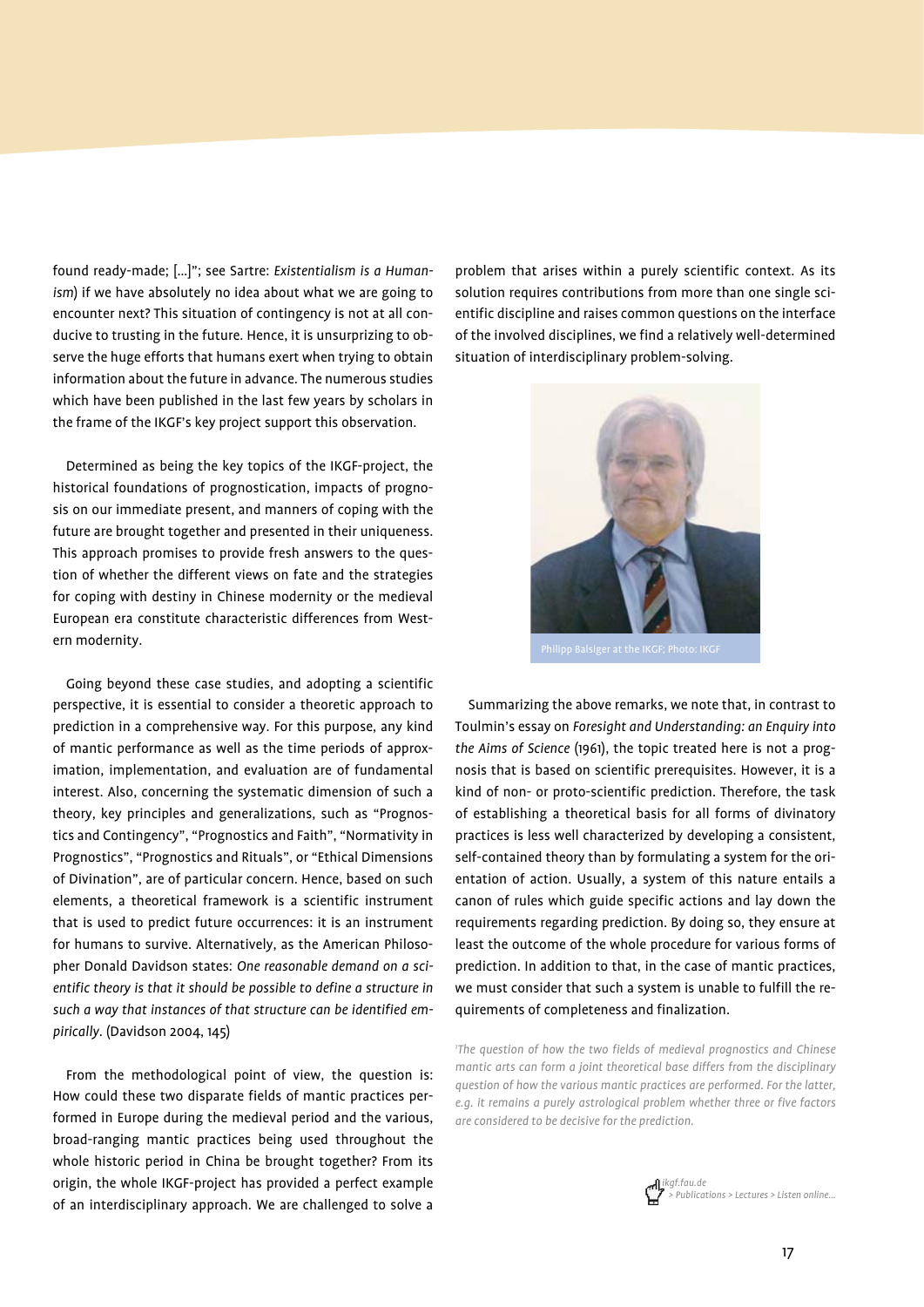found ready-made; [...]"; see Sartre: *Existentialism is a Humanism*) if we have absolutely no idea about what we are going to encounter next? This situation of contingency is not at all conducive to trusting in the future. Hence, it is unsurprizing to observe the huge efforts that humans exert when trying to obtain information about the future in advance. The numerous studies which have been published in the last few years by scholars in the frame of the IKGF's key project support this observation.

Determined as being the key topics of the IKGF-project, the historical foundations of prognostication, impacts of prognosis on our immediate present, and manners of coping with the future are brought together and presented in their uniqueness. This approach promises to provide fresh answers to the question of whether the different views on fate and the strategies for coping with destiny in Chinese modernity or the medieval European era constitute characteristic differences from Western modernity.

Going beyond these case studies, and adopting a scientific perspective, it is essential to consider a theoretic approach to prediction in a comprehensive way. For this purpose, any kind of mantic performance as well as the time periods of approximation, implementation, and evaluation are of fundamental interest. Also, concerning the systematic dimension of such a theory, key principles and generalizations, such as "Prognostics and Contingency", "Prognostics and Faith", "Normativity in Prognostics", "Prognostics and Rituals", or "Ethical Dimensions of Divination", are of particular concern. Hence, based on such elements, a theoretical framework is a scientific instrument that is used to predict future occurrences: it is an instrument for humans to survive. Alternatively, as the American Philosopher Donald Davidson states: *One reasonable demand on a scientific theory is that it should be possible to define a structure in such a way that instances of that structure can be identified empirically*. (Davidson 2004, 145)

From the methodological point of view, the question is: How could these two disparate fields of mantic practices performed in Europe during the medieval period and the various, broad-ranging mantic practices being used throughout the whole historic period in China be brought together? From its origin, the whole IKGF-project has provided a perfect example of an interdisciplinary approach. We are challenged to solve a problem that arises within a purely scientific context. As its solution requires contributions from more than one single scientific discipline and raises common questions on the interface of the involved disciplines, we find a relatively well-determined situation of interdisciplinary problem-solving.

Philipp Balsiger at the IKGF; Photo: IKGF

Summarizing the above remarks, we note that, in contrast to Toulmin's essay on *Foresight and Understanding: an Enquiry into the Aims of Science* (1961), the topic treated here is not a prognosis that is based on scientific prerequisites. However, it is a kind of non- or proto-scientific prediction. Therefore, the task of establishing a theoretical basis for all forms of divinatory practices is less well characterized by developing a consistent, self-contained theory than by formulating a system for the orientation of action. Usually, a system of this nature entails a canon of rules which guide specific actions and lay down the requirements regarding prediction. By doing so, they ensure at least the outcome of the whole procedure for various forms of prediction. In addition to that, in the case of mantic practices, we must consider that such a system is unable to fulfill the requirements of completeness and finalization.

[1] *The question of how the two fields of medieval prognostics and Chinese mantic arts can form a joint theoretical base differs from the disciplinary question of how the various mantic practices are performed. For the latter, e.g. it remains a purely astrological problem whether three or five factors are considered to be decisive for the prediction.*

*ikgf.fau.de > Publications > Lectures > Listen online...*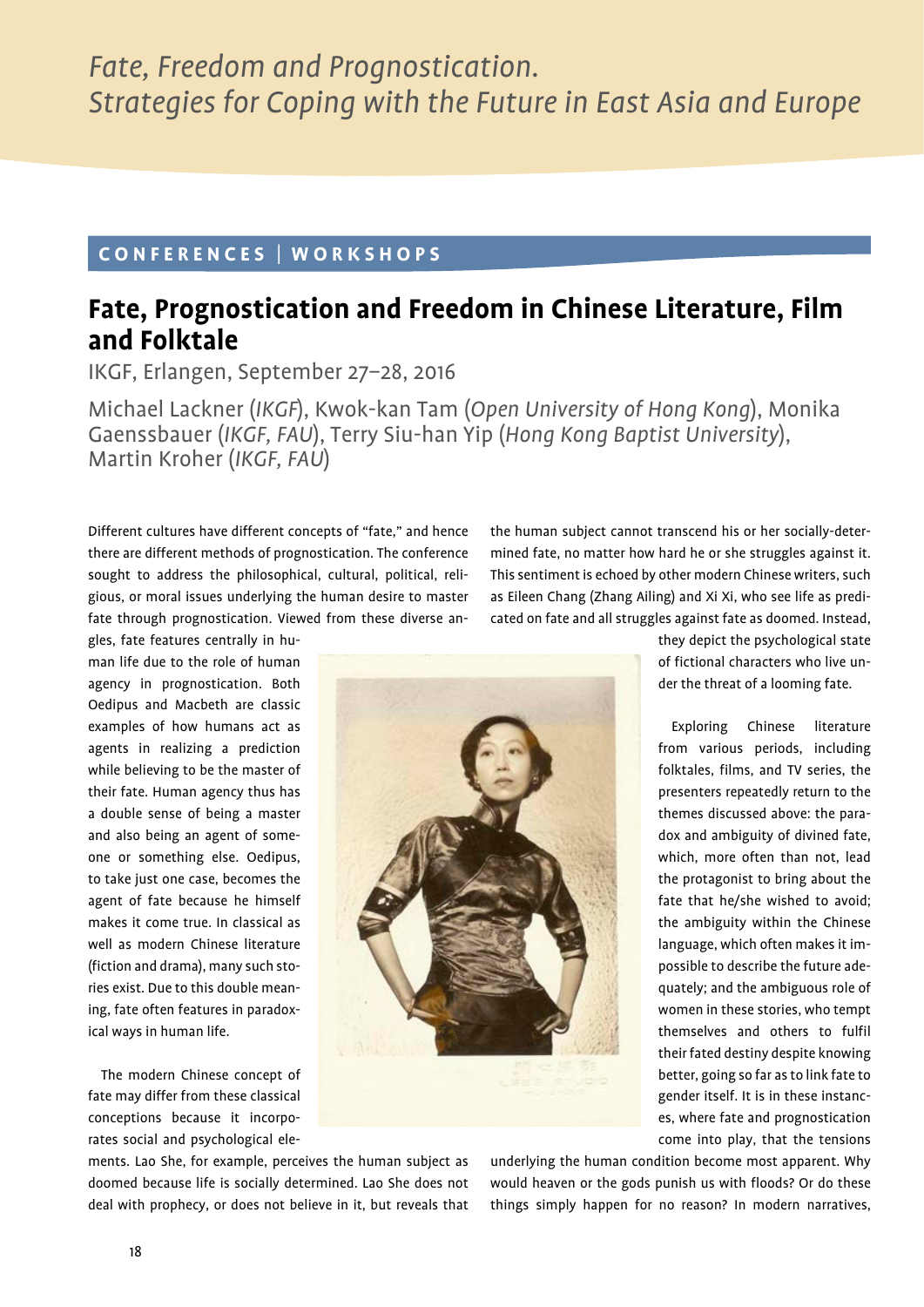Fate, Freedom and Prognostication. Strategies for Coping with the Future in East Asia and Europe

**CONFERENCES | WORKSHOPS**

# Fate, Prognostication and Freedom in Chinese Literature, Film and Folktale

IKGF, Erlangen, September 27–28, 2016

Michael Lackner (*IKGF*), Kwok-kan Tam (*Open University of Hong Kong*), Monika Gaenssbauer (*IKGF, FAU*), Terry Siu-han Yip (*Hong Kong Baptist University*), Martin Kroher (*IKGF, FAU*)

Different cultures have different concepts of "fate," and hence there are different methods of prognostication. The conference sought to address the philosophical, cultural, political, religious, or moral issues underlying the human desire to master fate through prognostication. Viewed from these diverse angles, fate features centrally in human life due to the role of human agency in prognostication. Both Oedipus and Macbeth are classic examples of how humans act as agents in realizing a prediction while believing to be the master of their fate. Human agency thus has a double sense of being a master and also being an agent of someone or something else. Oedipus, to take just one case, becomes the agent of fate because he himself makes it come true. In classical as well as modern Chinese literature (fiction and drama), many such stories exist. Due to this double meaning, fate often features in paradoxical ways in human life.

The modern Chinese concept of fate may differ from these classical conceptions because it incorporates social and psychological elements. Lao She, for example, perceives the human subject as doomed because life is socially determined. Lao She does not deal with prophecy, or does not believe in it, but reveals that the human subject cannot transcend his or her socially-determined fate, no matter how hard he or she struggles against it. This sentiment is echoed by other modern Chinese writers, such as Eileen Chang (Zhang Ailing) and Xi Xi, who see life as predicated on fate and all struggles against fate as doomed. Instead, they depict the psychological state of fictional characters who live under the threat of a looming fate.

Exploring Chinese literature from various periods, including folktales, films, and TV series, the presenters repeatedly return to the themes discussed above: the paradox and ambiguity of divined fate, which, more often than not, lead the protagonist to bring about the fate that he/she wished to avoid; the ambiguity within the Chinese language, which often makes it impossible to describe the future adequately; and the ambiguous role of women in these stories, who tempt themselves and others to fulfil their fated destiny despite knowing better, going so far as to link fate to gender itself. It is in these instances, where fate and prognostication come into play, that the tensions underlying the human condition become most apparent. Why would heaven or the gods punish us with floods? Or do these things simply happen for no reason? In modern narratives,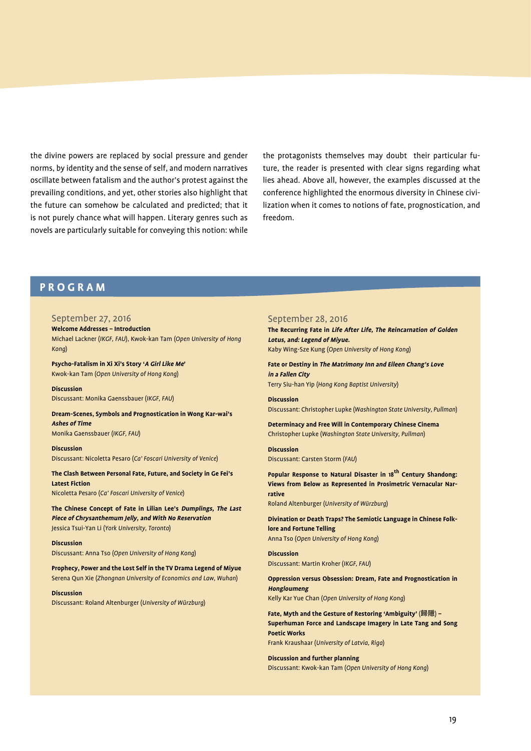the divine powers are replaced by social pressure and gender norms, by identity and the sense of self, and modern narratives oscillate between fatalism and the author's protest against the prevailing conditions, and yet, other stories also highlight that the future can somehow be calculated and predicted; that it is not purely chance what will happen. Literary genres such as novels are particularly suitable for conveying this notion: while the protagonists themselves may doubt their particular future, the reader is presented with clear signs regarding what lies ahead. Above all, however, the examples discussed at the conference highlighted the enormous diversity in Chinese civilization when it comes to notions of fate, prognostication, and freedom.

## PROGRAM

### September 27, 2016

**Welcome Addresses – Introduction**
Michael Lackner (*IKGF, FAU*), Kwok-kan Tam (*Open University of Hong Kong*)

**Psycho-Fatalism in Xi Xi's Story '*A Girl Like Me*'**
Kwok-kan Tam (*Open University of Hong Kong*)

**Discussion**
Discussant: Monika Gaenssbauer (*IKGF, FAU*)

**Dream-Scenes, Symbols and Prognostication in Wong Kar-wai's *Ashes of Time***
Monika Gaenssbauer (*IKGF, FAU*)

**Discussion**
Discussant: Nicoletta Pesaro (*Ca' Foscari University of Venice*)

**The Clash Between Personal Fate, Future, and Society in Ge Fei's Latest Fiction**
Nicoletta Pesaro (*Ca' Foscari University of Venice*)

**The Chinese Concept of Fate in Lilian Lee's *Dumplings, The Last Piece of Chrysanthemum Jelly, and With No Reservation***
Jessica Tsui-Yan Li (*York University, Toronto*)

**Discussion**
Discussant: Anna Tso (*Open University of Hong Kong*)

**Prophecy, Power and the Lost Self in the TV Drama Legend of Miyue**
Serena Qun Xie (*Zhongnan University of Economics and Law, Wuhan*)

**Discussion**
Discussant: Roland Altenburger (*University of Würzburg*)

### September 28, 2016

**The Recurring Fate in *Life After Life, The Reincarnation of Golden Lotus, and: Legend of Miyue.***
Kaby Wing-Sze Kung (*Open University of Hong Kong*)

**Fate or Destiny in *The Matrimony Inn and Eileen Chang's Love in a Fallen City***
Terry Siu-han Yip (*Hong Kong Baptist University*)

**Discussion**
Discussant: Christopher Lupke (*Washington State University, Pullman*)

**Determinacy and Free Will in Contemporary Chinese Cinema**
Christopher Lupke (*Washington State University, Pullman*)

**Discussion**
Discussant: Carsten Storm (*FAU*)

**Popular Response to Natural Disaster in 18th Century Shandong: Views from Below as Represented in Prosimetric Vernacular Narrative**
Roland Altenburger (*University of Würzburg*)

**Divination or Death Traps? The Semiotic Language in Chinese Folklore and Fortune Telling**
Anna Tso (*Open University of Hong Kong*)

**Discussion**
Discussant: Martin Kroher (*IKGF, FAU*)

**Oppression versus Obsession: Dream, Fate and Prognostication in *Hongloumeng***
Kelly Kar Yue Chan (*Open University of Hong Kong*)

**Fate, Myth and the Gesture of Restoring 'Ambiguity' (歸隱) – Superhuman Force and Landscape Imagery in Late Tang and Song Poetic Works**
Frank Kraushaar (*University of Latvia, Riga*)

**Discussion and further planning**
Discussant: Kwok-kan Tam (*Open University of Hong Kong*)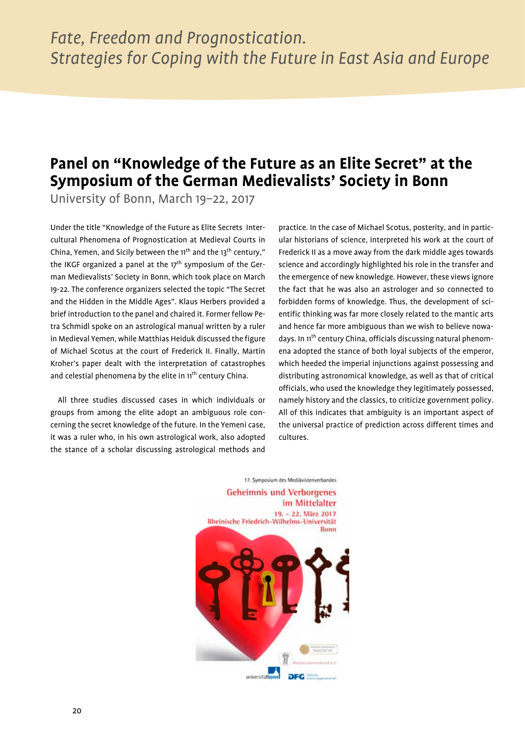*Fate, Freedom and Prognostication. Strategies for Coping with the Future in East Asia and Europe*

## Panel on "Knowledge of the Future as an Elite Secret" at the Symposium of the German Medievalists' Society in Bonn

University of Bonn, March 19–22, 2017

Under the title "Knowledge of the Future as Elite Secrets Intercultural Phenomena of Prognostication at Medieval Courts in China, Yemen, and Sicily between the 11th and the 13th century," the IKGF organized a panel at the 17th symposium of the German Medievalists' Society in Bonn, which took place on March 19-22. The conference organizers selected the topic "The Secret and the Hidden in the Middle Ages". Klaus Herbers provided a brief introduction to the panel and chaired it. Former fellow Petra Schmidl spoke on an astrological manual written by a ruler in Medieval Yemen, while Matthias Heiduk discussed the figure of Michael Scotus at the court of Frederick II. Finally, Martin Kroher's paper dealt with the interpretation of catastrophes and celestial phenomena by the elite in 11th century China.

All three studies discussed cases in which individuals or groups from among the elite adopt an ambiguous role concerning the secret knowledge of the future. In the Yemeni case, it was a ruler who, in his own astrological work, also adopted the stance of a scholar discussing astrological methods and practice. In the case of Michael Scotus, posterity, and in particular historians of science, interpreted his work at the court of Frederick II as a move away from the dark middle ages towards science and accordingly highlighted his role in the transfer and the emergence of new knowledge. However, these views ignore the fact that he was also an astrologer and so connected to forbidden forms of knowledge. Thus, the development of scientific thinking was far more closely related to the mantic arts and hence far more ambiguous than we wish to believe nowadays. In 11th century China, officials discussing natural phenomena adopted the stance of both loyal subjects of the emperor, which heeded the imperial injunctions against possessing and distributing astronomical knowledge, as well as that of critical officials, who used the knowledge they legitimately possessed, namely history and the classics, to criticize government policy. All of this indicates that ambiguity is an important aspect of the universal practice of prediction across different times and cultures.

17. Symposium des Mediävistenverbandes

Geheimnis und Verborgenes im Mittelalter

19. - 22. März 2017

Rheinische Friedrich-Wilhelms-Universität Bonn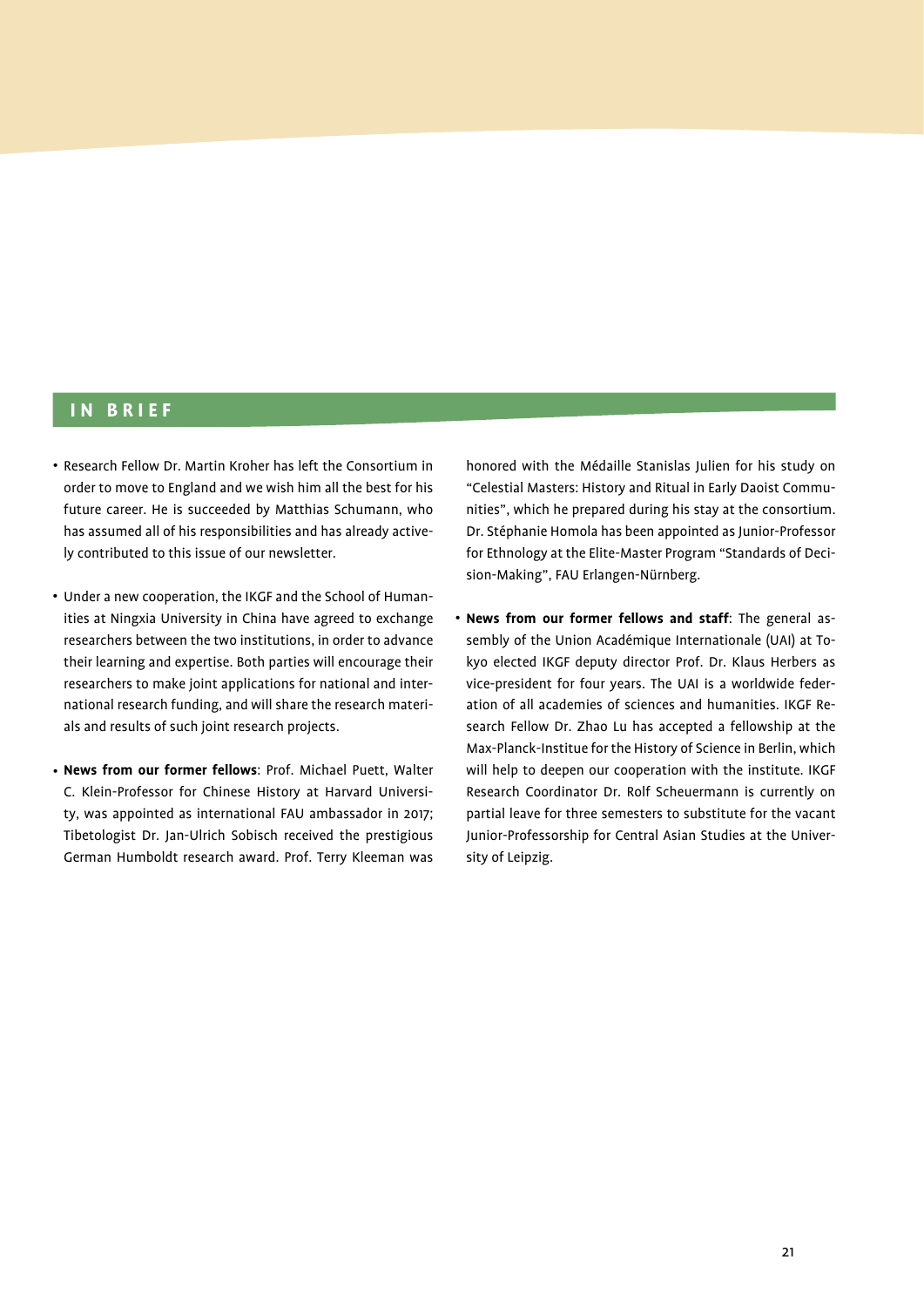## IN BRIEF

- Research Fellow Dr. Martin Kroher has left the Consortium in order to move to England and we wish him all the best for his future career. He is succeeded by Matthias Schumann, who has assumed all of his responsibilities and has already actively contributed to this issue of our newsletter.

- Under a new cooperation, the IKGF and the School of Humanities at Ningxia University in China have agreed to exchange researchers between the two institutions, in order to advance their learning and expertise. Both parties will encourage their researchers to make joint applications for national and international research funding, and will share the research materials and results of such joint research projects.

- **News from our former fellows**: Prof. Michael Puett, Walter C. Klein-Professor for Chinese History at Harvard University, was appointed as international FAU ambassador in 2017; Tibetologist Dr. Jan-Ulrich Sobisch received the prestigious German Humboldt research award. Prof. Terry Kleeman was honored with the Médaille Stanislas Julien for his study on "Celestial Masters: History and Ritual in Early Daoist Communities", which he prepared during his stay at the consortium. Dr. Stéphanie Homola has been appointed as Junior-Professor for Ethnology at the Elite-Master Program "Standards of Decision-Making", FAU Erlangen-Nürnberg.

- **News from our former fellows and staff**: The general assembly of the Union Académique Internationale (UAI) at Tokyo elected IKGF deputy director Prof. Dr. Klaus Herbers as vice-president for four years. The UAI is a worldwide federation of all academies of sciences and humanities. IKGF Research Fellow Dr. Zhao Lu has accepted a fellowship at the Max-Planck-Institue for the History of Science in Berlin, which will help to deepen our cooperation with the institute. IKGF Research Coordinator Dr. Rolf Scheuermann is currently on partial leave for three semesters to substitute for the vacant Junior-Professorship for Central Asian Studies at the University of Leipzig.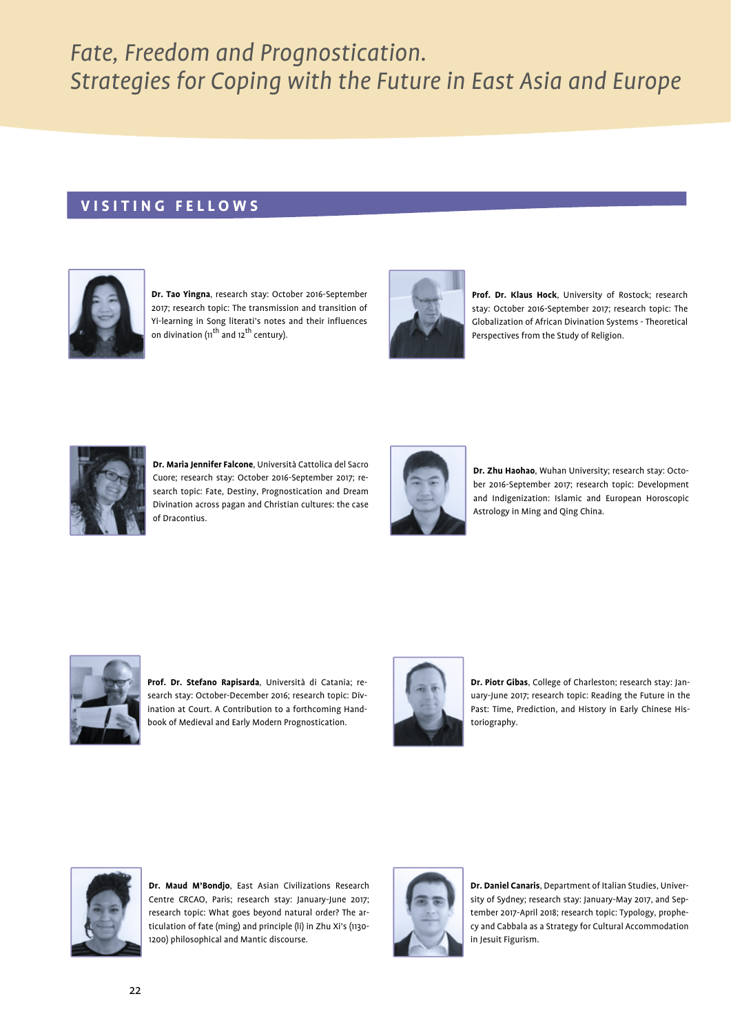*Fate, Freedom and Prognostication.*
*Strategies for Coping with the Future in East Asia and Europe*

## VISITING FELLOWS

**Dr. Tao Yingna**, research stay: October 2016-September 2017; research topic: The transmission and transition of Yi-learning in Song literati's notes and their influences on divination (11th and 12th century).

**Prof. Dr. Klaus Hock**, University of Rostock; research stay: October 2016-September 2017; research topic: The Globalization of African Divination Systems - Theoretical Perspectives from the Study of Religion.

**Dr. Maria Jennifer Falcone**, Università Cattolica del Sacro Cuore; research stay: October 2016-September 2017; research topic: Fate, Destiny, Prognostication and Dream Divination across pagan and Christian cultures: the case of Dracontius.

**Dr. Zhu Haohao**, Wuhan University; research stay: October 2016-September 2017; research topic: Development and Indigenization: Islamic and European Horoscopic Astrology in Ming and Qing China.

**Prof. Dr. Stefano Rapisarda**, Università di Catania; research stay: October-December 2016; research topic: Divination at Court. A Contribution to a forthcoming Handbook of Medieval and Early Modern Prognostication.

**Dr. Piotr Gibas**, College of Charleston; research stay: January-June 2017; research topic: Reading the Future in the Past: Time, Prediction, and History in Early Chinese Historiography.

**Dr. Maud M'Bondjo**, East Asian Civilizations Research Centre CRCAO, Paris; research stay: January-June 2017; research topic: What goes beyond natural order? The articulation of fate (ming) and principle (li) in Zhu Xi's (1130-1200) philosophical and Mantic discourse.

**Dr. Daniel Canaris**, Department of Italian Studies, University of Sydney; research stay: January-May 2017, and September 2017-April 2018; research topic: Typology, prophecy and Cabbala as a Strategy for Cultural Accommodation in Jesuit Figurism.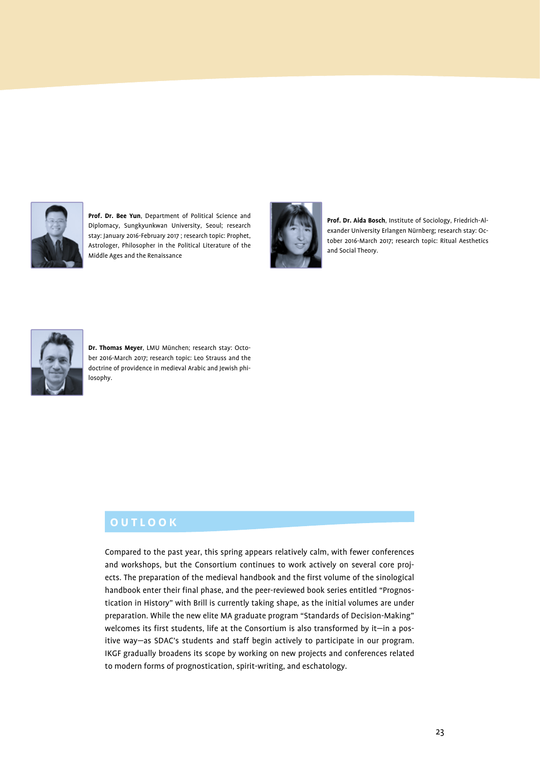**Prof. Dr. Bee Yun**, Department of Political Science and Diplomacy, Sungkyunkwan University, Seoul; research stay: January 2016-February 2017 ; research topic: Prophet, Astrologer, Philosopher in the Political Literature of the Middle Ages and the Renaissance

**Prof. Dr. Aida Bosch**, Institute of Sociology, Friedrich-Alexander University Erlangen Nürnberg; research stay: October 2016-March 2017; research topic: Ritual Aesthetics and Social Theory.

**Dr. Thomas Meyer**, LMU München; research stay: October 2016-March 2017; research topic: Leo Strauss and the doctrine of providence in medieval Arabic and Jewish philosophy.

## OUTLOOK

Compared to the past year, this spring appears relatively calm, with fewer conferences and workshops, but the Consortium continues to work actively on several core projects. The preparation of the medieval handbook and the first volume of the sinological handbook enter their final phase, and the peer-reviewed book series entitled "Prognostication in History" with Brill is currently taking shape, as the initial volumes are under preparation. While the new elite MA graduate program "Standards of Decision-Making" welcomes its first students, life at the Consortium is also transformed by it—in a positive way—as SDAC's students and staff begin actively to participate in our program. IKGF gradually broadens its scope by working on new projects and conferences related to modern forms of prognostication, spirit-writing, and eschatology.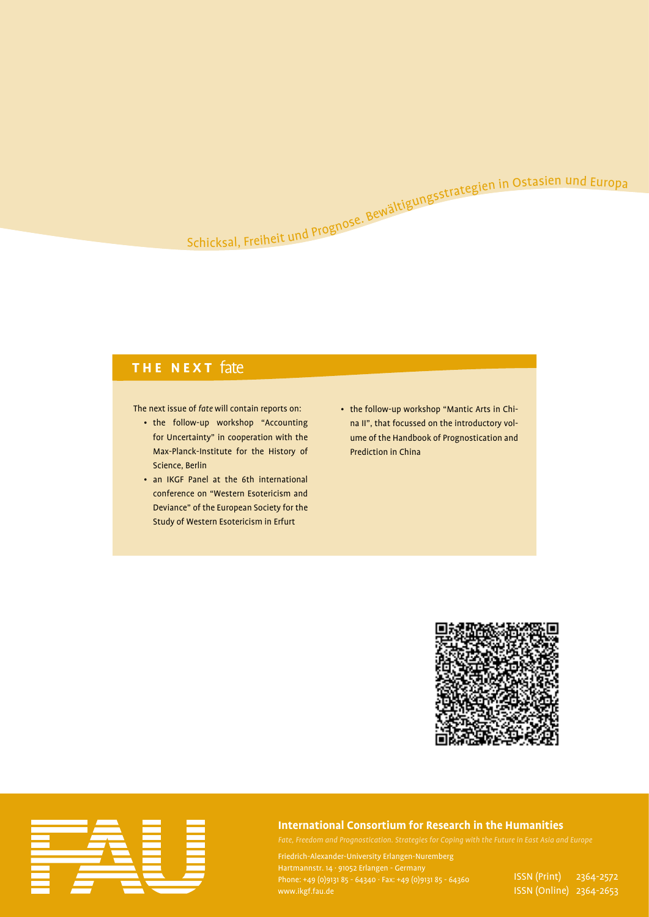Schicksal, Freiheit und Prognose. Bewältigungsstrategien in Ostasien und Europa

## THE NEXT *fate*

The next issue of *fate* will contain reports on:

- the follow-up workshop "Accounting for Uncertainty" in cooperation with the Max-Planck-Institute for the History of Science, Berlin
- an IKGF Panel at the 6th international conference on "Western Esotericism and Deviance" of the European Society for the Study of Western Esotericism in Erfurt
- the follow-up workshop "Mantic Arts in China II", that focussed on the introductory volume of the Handbook of Prognostication and Prediction in China

**International Consortium for Research in the Humanities**

*Fate, Freedom and Prognostication. Strategies for Coping with the Future in East Asia and Europe*

Friedrich-Alexander-University Erlangen-Nuremberg
Hartmannstr. 14 · 91052 Erlangen - Germany
Phone: +49 (0)9131 85 - 64340 · Fax: +49 (0)9131 85 - 64360
www.ikgf.fau.de

ISSN (Print) 2364-2572
ISSN (Online) 2364-2653